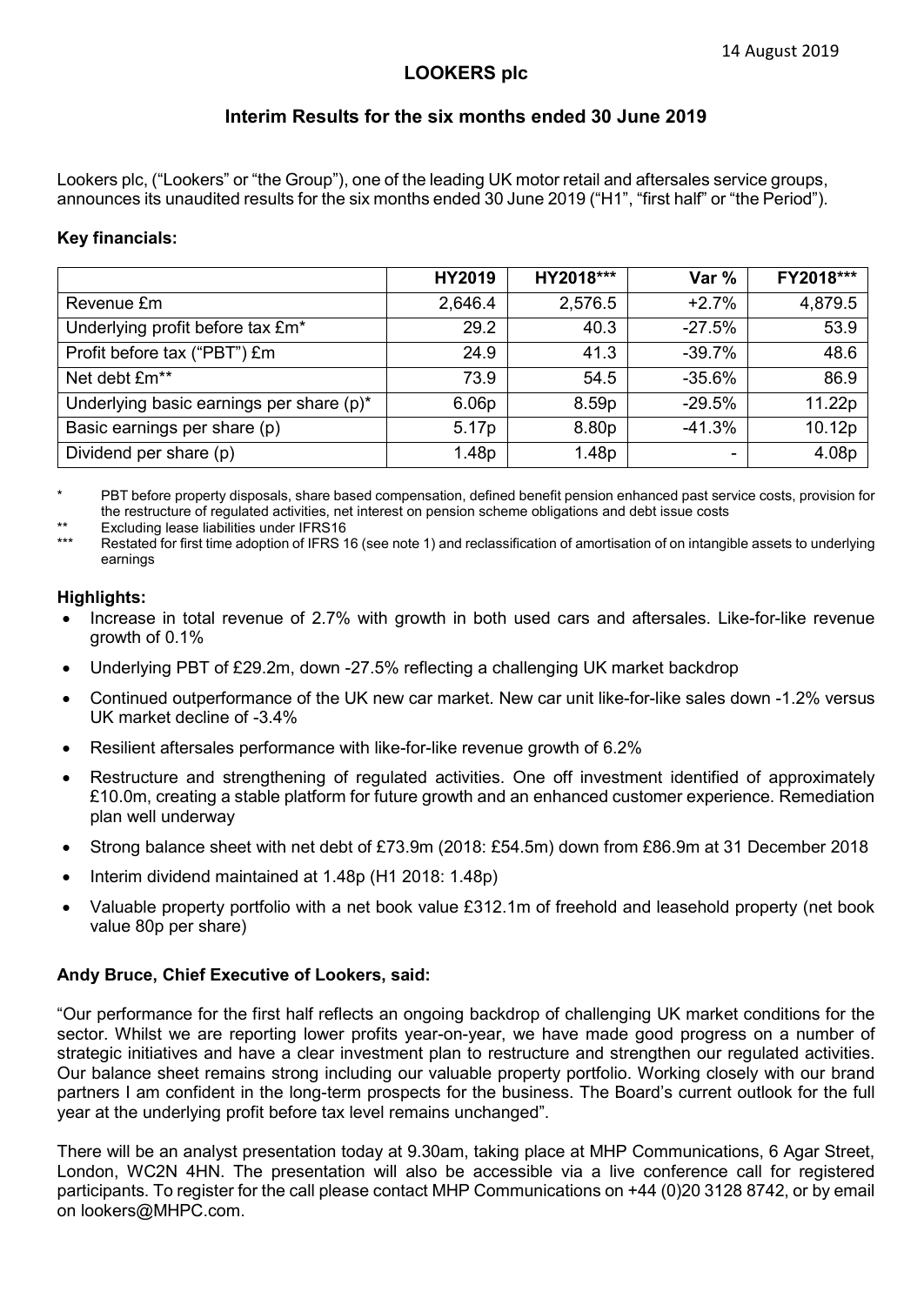14 August 2019

# LOOKERS plc

## Interim Results for the six months ended 30 June 2019

Lookers plc, ("Lookers" or "the Group"), one of the leading UK motor retail and aftersales service groups, announces its unaudited results for the six months ended 30 June 2019 ("H1", "first half" or "the Period").

**Key financials:**

| | HY2019 | HY2018*** | Var % | FY2018*** |
|---|---|---|---|---|
| Revenue £m | 2,646.4 | 2,576.5 | +2.7% | 4,879.5 |
| Underlying profit before tax £m* | 29.2 | 40.3 | -27.5% | 53.9 |
| Profit before tax ("PBT") £m | 24.9 | 41.3 | -39.7% | 48.6 |
| Net debt £m** | 73.9 | 54.5 | -35.6% | 86.9 |
| Underlying basic earnings per share (p)* | 6.06p | 8.59p | -29.5% | 11.22p |
| Basic earnings per share (p) | 5.17p | 8.80p | -41.3% | 10.12p |
| Dividend per share (p) | 1.48p | 1.48p | - | 4.08p |

\* PBT before property disposals, share based compensation, defined benefit pension enhanced past service costs, provision for the restructure of regulated activities, net interest on pension scheme obligations and debt issue costs

** Excluding lease liabilities under IFRS16

*** Restated for first time adoption of IFRS 16 (see note 1) and reclassification of amortisation of on intangible assets to underlying earnings

**Highlights:**

- Increase in total revenue of 2.7% with growth in both used cars and aftersales. Like-for-like revenue growth of 0.1%
- Underlying PBT of £29.2m, down -27.5% reflecting a challenging UK market backdrop
- Continued outperformance of the UK new car market. New car unit like-for-like sales down -1.2% versus UK market decline of -3.4%
- Resilient aftersales performance with like-for-like revenue growth of 6.2%
- Restructure and strengthening of regulated activities. One off investment identified of approximately £10.0m, creating a stable platform for future growth and an enhanced customer experience. Remediation plan well underway
- Strong balance sheet with net debt of £73.9m (2018: £54.5m) down from £86.9m at 31 December 2018
- Interim dividend maintained at 1.48p (H1 2018: 1.48p)
- Valuable property portfolio with a net book value £312.1m of freehold and leasehold property (net book value 80p per share)

**Andy Bruce, Chief Executive of Lookers, said:**

"Our performance for the first half reflects an ongoing backdrop of challenging UK market conditions for the sector. Whilst we are reporting lower profits year-on-year, we have made good progress on a number of strategic initiatives and have a clear investment plan to restructure and strengthen our regulated activities. Our balance sheet remains strong including our valuable property portfolio. Working closely with our brand partners I am confident in the long-term prospects for the business. The Board's current outlook for the full year at the underlying profit before tax level remains unchanged".

There will be an analyst presentation today at 9.30am, taking place at MHP Communications, 6 Agar Street, London, WC2N 4HN. The presentation will also be accessible via a live conference call for registered participants. To register for the call please contact MHP Communications on +44 (0)20 3128 8742, or by email on lookers@MHPC.com.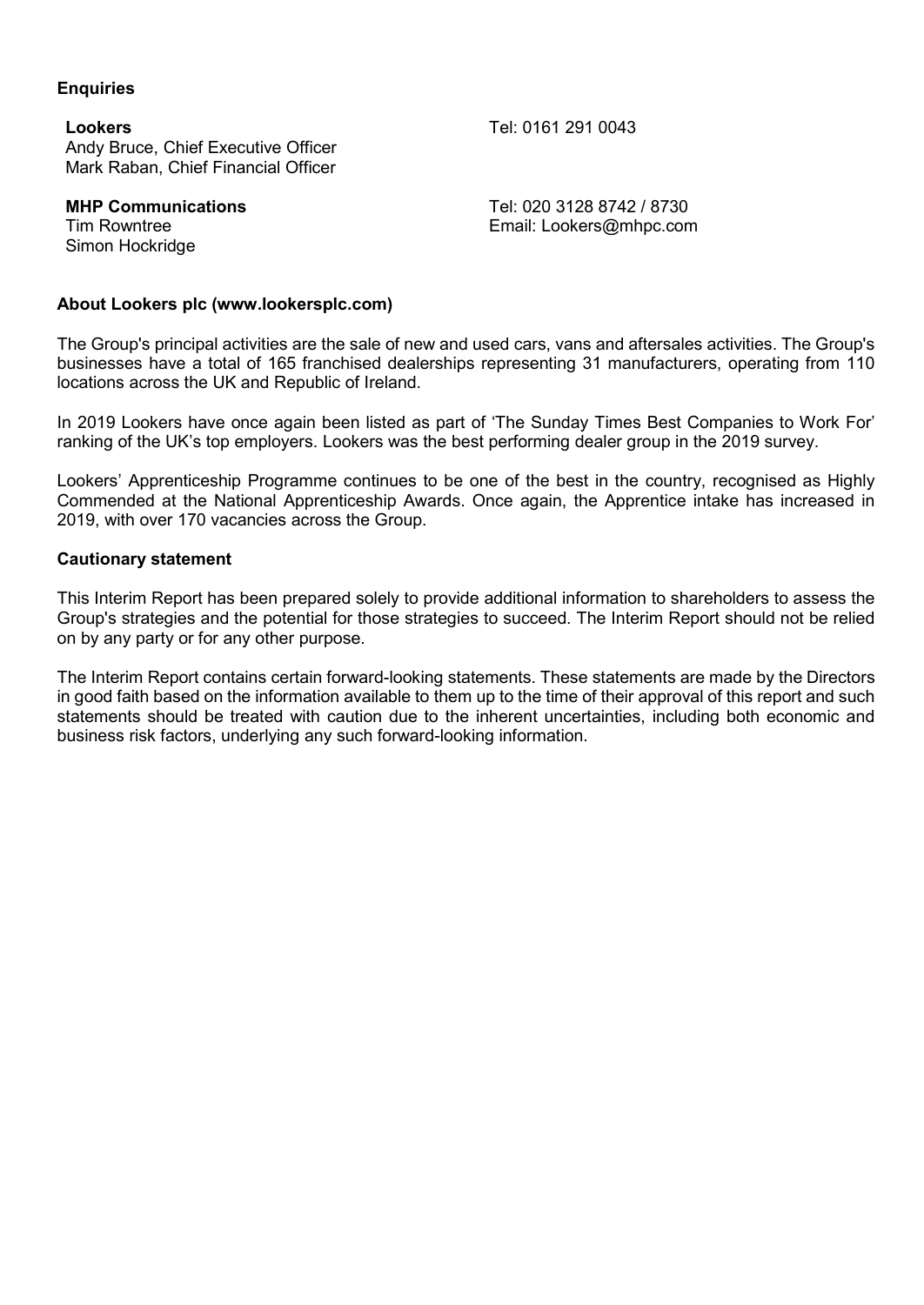**Enquiries**

| | |
|---|---|
| **Lookers**<br>Andy Bruce, Chief Executive Officer<br>Mark Raban, Chief Financial Officer | Tel: 0161 291 0043 |
| **MHP Communications**<br>Tim Rowntree<br>Simon Hockridge | Tel: 020 3128 8742 / 8730<br>Email: Lookers@mhpc.com |

**About Lookers plc (www.lookersplc.com)**

The Group's principal activities are the sale of new and used cars, vans and aftersales activities. The Group's businesses have a total of 165 franchised dealerships representing 31 manufacturers, operating from 110 locations across the UK and Republic of Ireland.

In 2019 Lookers have once again been listed as part of 'The Sunday Times Best Companies to Work For' ranking of the UK's top employers. Lookers was the best performing dealer group in the 2019 survey.

Lookers' Apprenticeship Programme continues to be one of the best in the country, recognised as Highly Commended at the National Apprenticeship Awards. Once again, the Apprentice intake has increased in 2019, with over 170 vacancies across the Group.

**Cautionary statement**

This Interim Report has been prepared solely to provide additional information to shareholders to assess the Group's strategies and the potential for those strategies to succeed. The Interim Report should not be relied on by any party or for any other purpose.

The Interim Report contains certain forward-looking statements. These statements are made by the Directors in good faith based on the information available to them up to the time of their approval of this report and such statements should be treated with caution due to the inherent uncertainties, including both economic and business risk factors, underlying any such forward-looking information.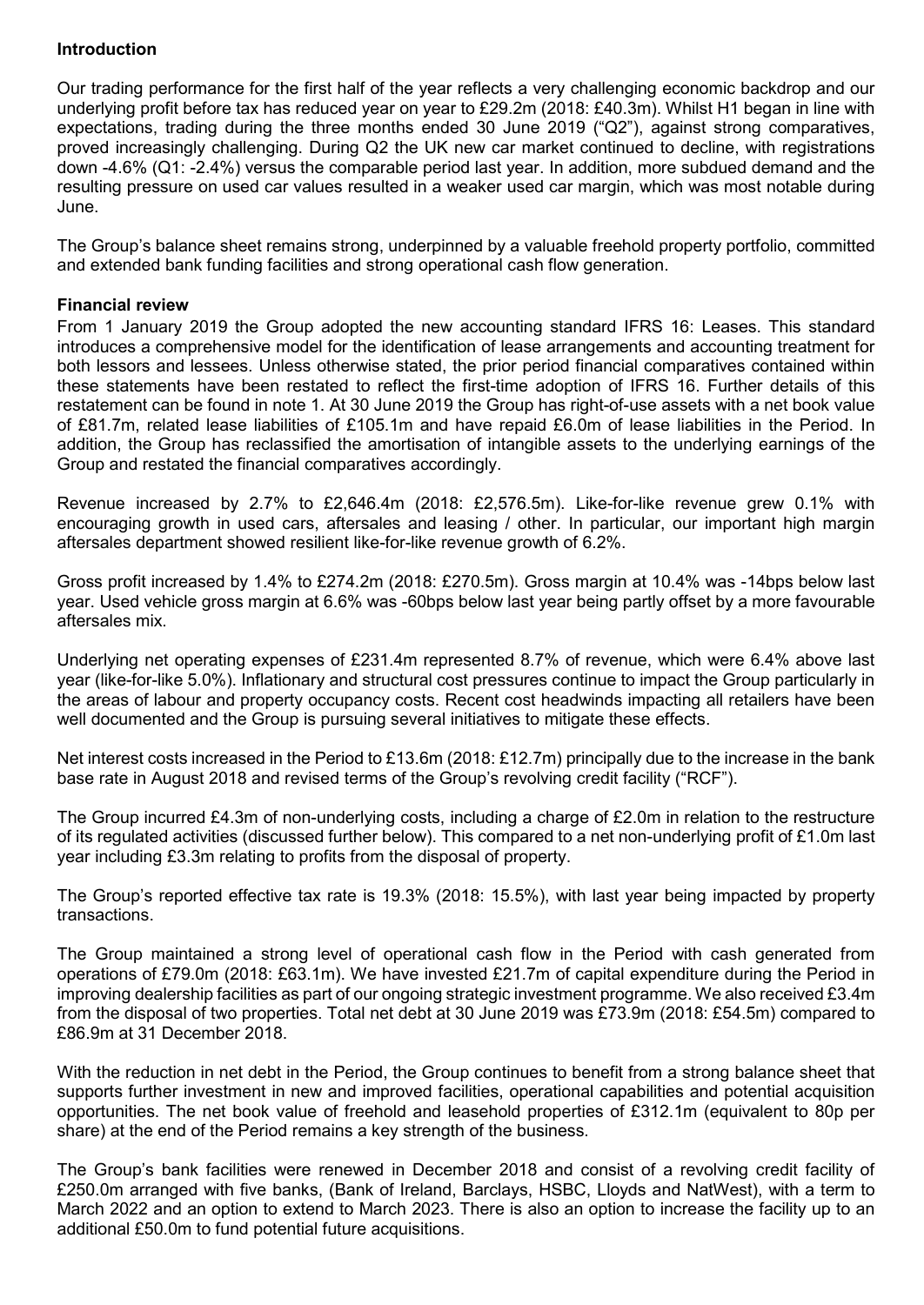**Introduction**

Our trading performance for the first half of the year reflects a very challenging economic backdrop and our underlying profit before tax has reduced year on year to £29.2m (2018: £40.3m). Whilst H1 began in line with expectations, trading during the three months ended 30 June 2019 ("Q2"), against strong comparatives, proved increasingly challenging. During Q2 the UK new car market continued to decline, with registrations down -4.6% (Q1: -2.4%) versus the comparable period last year. In addition, more subdued demand and the resulting pressure on used car values resulted in a weaker used car margin, which was most notable during June.

The Group's balance sheet remains strong, underpinned by a valuable freehold property portfolio, committed and extended bank funding facilities and strong operational cash flow generation.

**Financial review**

From 1 January 2019 the Group adopted the new accounting standard IFRS 16: Leases. This standard introduces a comprehensive model for the identification of lease arrangements and accounting treatment for both lessors and lessees. Unless otherwise stated, the prior period financial comparatives contained within these statements have been restated to reflect the first-time adoption of IFRS 16. Further details of this restatement can be found in note 1. At 30 June 2019 the Group has right-of-use assets with a net book value of £81.7m, related lease liabilities of £105.1m and have repaid £6.0m of lease liabilities in the Period. In addition, the Group has reclassified the amortisation of intangible assets to the underlying earnings of the Group and restated the financial comparatives accordingly.

Revenue increased by 2.7% to £2,646.4m (2018: £2,576.5m). Like-for-like revenue grew 0.1% with encouraging growth in used cars, aftersales and leasing / other. In particular, our important high margin aftersales department showed resilient like-for-like revenue growth of 6.2%.

Gross profit increased by 1.4% to £274.2m (2018: £270.5m). Gross margin at 10.4% was -14bps below last year. Used vehicle gross margin at 6.6% was -60bps below last year being partly offset by a more favourable aftersales mix.

Underlying net operating expenses of £231.4m represented 8.7% of revenue, which were 6.4% above last year (like-for-like 5.0%). Inflationary and structural cost pressures continue to impact the Group particularly in the areas of labour and property occupancy costs. Recent cost headwinds impacting all retailers have been well documented and the Group is pursuing several initiatives to mitigate these effects.

Net interest costs increased in the Period to £13.6m (2018: £12.7m) principally due to the increase in the bank base rate in August 2018 and revised terms of the Group's revolving credit facility ("RCF").

The Group incurred £4.3m of non-underlying costs, including a charge of £2.0m in relation to the restructure of its regulated activities (discussed further below). This compared to a net non-underlying profit of £1.0m last year including £3.3m relating to profits from the disposal of property.

The Group's reported effective tax rate is 19.3% (2018: 15.5%), with last year being impacted by property transactions.

The Group maintained a strong level of operational cash flow in the Period with cash generated from operations of £79.0m (2018: £63.1m). We have invested £21.7m of capital expenditure during the Period in improving dealership facilities as part of our ongoing strategic investment programme. We also received £3.4m from the disposal of two properties. Total net debt at 30 June 2019 was £73.9m (2018: £54.5m) compared to £86.9m at 31 December 2018.

With the reduction in net debt in the Period, the Group continues to benefit from a strong balance sheet that supports further investment in new and improved facilities, operational capabilities and potential acquisition opportunities. The net book value of freehold and leasehold properties of £312.1m (equivalent to 80p per share) at the end of the Period remains a key strength of the business.

The Group's bank facilities were renewed in December 2018 and consist of a revolving credit facility of £250.0m arranged with five banks, (Bank of Ireland, Barclays, HSBC, Lloyds and NatWest), with a term to March 2022 and an option to extend to March 2023. There is also an option to increase the facility up to an additional £50.0m to fund potential future acquisitions.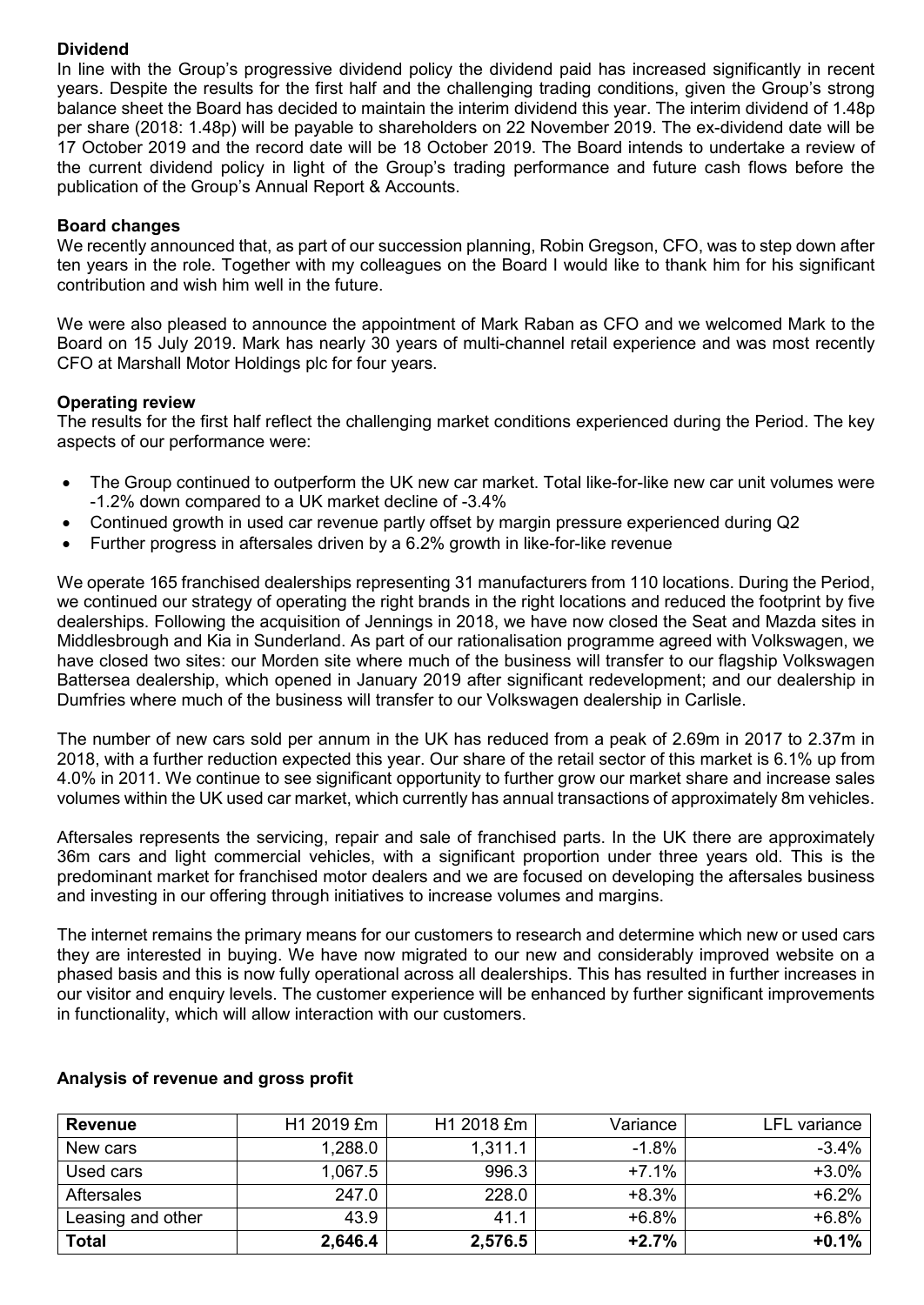**Dividend**

In line with the Group's progressive dividend policy the dividend paid has increased significantly in recent years. Despite the results for the first half and the challenging trading conditions, given the Group's strong balance sheet the Board has decided to maintain the interim dividend this year. The interim dividend of 1.48p per share (2018: 1.48p) will be payable to shareholders on 22 November 2019. The ex-dividend date will be 17 October 2019 and the record date will be 18 October 2019. The Board intends to undertake a review of the current dividend policy in light of the Group's trading performance and future cash flows before the publication of the Group's Annual Report & Accounts.

**Board changes**

We recently announced that, as part of our succession planning, Robin Gregson, CFO, was to step down after ten years in the role. Together with my colleagues on the Board I would like to thank him for his significant contribution and wish him well in the future.

We were also pleased to announce the appointment of Mark Raban as CFO and we welcomed Mark to the Board on 15 July 2019. Mark has nearly 30 years of multi-channel retail experience and was most recently CFO at Marshall Motor Holdings plc for four years.

**Operating review**

The results for the first half reflect the challenging market conditions experienced during the Period. The key aspects of our performance were:

- The Group continued to outperform the UK new car market. Total like-for-like new car unit volumes were -1.2% down compared to a UK market decline of -3.4%
- Continued growth in used car revenue partly offset by margin pressure experienced during Q2
- Further progress in aftersales driven by a 6.2% growth in like-for-like revenue

We operate 165 franchised dealerships representing 31 manufacturers from 110 locations. During the Period, we continued our strategy of operating the right brands in the right locations and reduced the footprint by five dealerships. Following the acquisition of Jennings in 2018, we have now closed the Seat and Mazda sites in Middlesbrough and Kia in Sunderland. As part of our rationalisation programme agreed with Volkswagen, we have closed two sites: our Morden site where much of the business will transfer to our flagship Volkswagen Battersea dealership, which opened in January 2019 after significant redevelopment; and our dealership in Dumfries where much of the business will transfer to our Volkswagen dealership in Carlisle.

The number of new cars sold per annum in the UK has reduced from a peak of 2.69m in 2017 to 2.37m in 2018, with a further reduction expected this year. Our share of the retail sector of this market is 6.1% up from 4.0% in 2011. We continue to see significant opportunity to further grow our market share and increase sales volumes within the UK used car market, which currently has annual transactions of approximately 8m vehicles.

Aftersales represents the servicing, repair and sale of franchised parts. In the UK there are approximately 36m cars and light commercial vehicles, with a significant proportion under three years old. This is the predominant market for franchised motor dealers and we are focused on developing the aftersales business and investing in our offering through initiatives to increase volumes and margins.

The internet remains the primary means for our customers to research and determine which new or used cars they are interested in buying. We have now migrated to our new and considerably improved website on a phased basis and this is now fully operational across all dealerships. This has resulted in further increases in our visitor and enquiry levels. The customer experience will be enhanced by further significant improvements in functionality, which will allow interaction with our customers.

**Analysis of revenue and gross profit**

| **Revenue** | H1 2019 £m | H1 2018 £m | Variance | LFL variance |
|---|---|---|---|---|
| New cars | 1,288.0 | 1,311.1 | -1.8% | -3.4% |
| Used cars | 1,067.5 | 996.3 | +7.1% | +3.0% |
| Aftersales | 247.0 | 228.0 | +8.3% | +6.2% |
| Leasing and other | 43.9 | 41.1 | +6.8% | +6.8% |
| **Total** | **2,646.4** | **2,576.5** | **+2.7%** | **+0.1%** |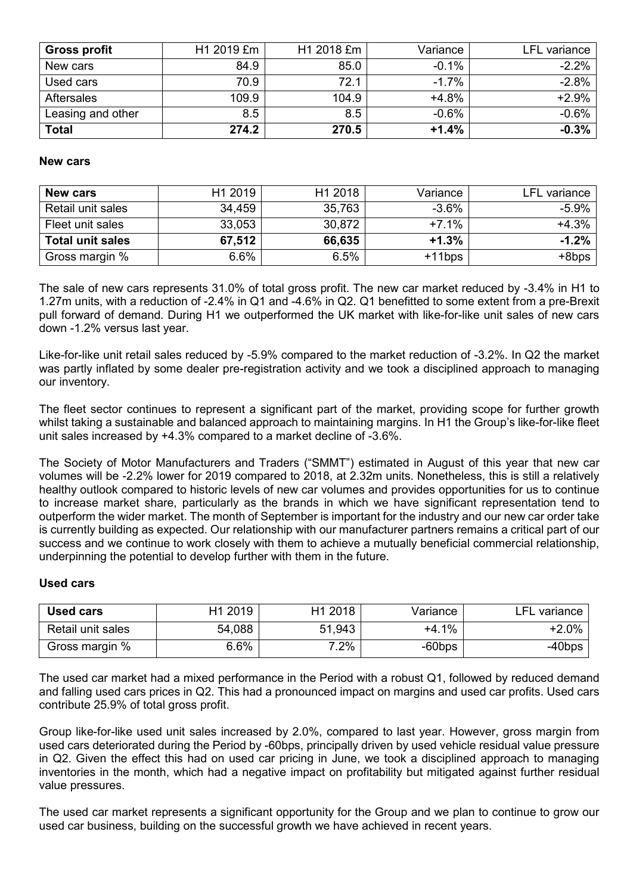| **Gross profit** | H1 2019 £m | H1 2018 £m | Variance | LFL variance |
|---|---|---|---|---|
| New cars | 84.9 | 85.0 | -0.1% | -2.2% |
| Used cars | 70.9 | 72.1 | -1.7% | -2.8% |
| Aftersales | 109.9 | 104.9 | +4.8% | +2.9% |
| Leasing and other | 8.5 | 8.5 | -0.6% | -0.6% |
| **Total** | **274.2** | **270.5** | **+1.4%** | **-0.3%** |

**New cars**

| **New cars** | H1 2019 | H1 2018 | Variance | LFL variance |
|---|---|---|---|---|
| Retail unit sales | 34,459 | 35,763 | -3.6% | -5.9% |
| Fleet unit sales | 33,053 | 30,872 | +7.1% | +4.3% |
| **Total unit sales** | **67,512** | **66,635** | **+1.3%** | **-1.2%** |
| Gross margin % | 6.6% | 6.5% | +11bps | +8bps |

The sale of new cars represents 31.0% of total gross profit. The new car market reduced by -3.4% in H1 to 1.27m units, with a reduction of -2.4% in Q1 and -4.6% in Q2. Q1 benefitted to some extent from a pre-Brexit pull forward of demand. During H1 we outperformed the UK market with like-for-like unit sales of new cars down -1.2% versus last year.

Like-for-like unit retail sales reduced by -5.9% compared to the market reduction of -3.2%. In Q2 the market was partly inflated by some dealer pre-registration activity and we took a disciplined approach to managing our inventory.

The fleet sector continues to represent a significant part of the market, providing scope for further growth whilst taking a sustainable and balanced approach to maintaining margins. In H1 the Group's like-for-like fleet unit sales increased by +4.3% compared to a market decline of -3.6%.

The Society of Motor Manufacturers and Traders ("SMMT") estimated in August of this year that new car volumes will be -2.2% lower for 2019 compared to 2018, at 2.32m units. Nonetheless, this is still a relatively healthy outlook compared to historic levels of new car volumes and provides opportunities for us to continue to increase market share, particularly as the brands in which we have significant representation tend to outperform the wider market. The month of September is important for the industry and our new car order take is currently building as expected. Our relationship with our manufacturer partners remains a critical part of our success and we continue to work closely with them to achieve a mutually beneficial commercial relationship, underpinning the potential to develop further with them in the future.

**Used cars**

| **Used cars** | H1 2019 | H1 2018 | Variance | LFL variance |
|---|---|---|---|---|
| Retail unit sales | 54,088 | 51,943 | +4.1% | +2.0% |
| Gross margin % | 6.6% | 7.2% | -60bps | -40bps |

The used car market had a mixed performance in the Period with a robust Q1, followed by reduced demand and falling used cars prices in Q2. This had a pronounced impact on margins and used car profits. Used cars contribute 25.9% of total gross profit.

Group like-for-like used unit sales increased by 2.0%, compared to last year. However, gross margin from used cars deteriorated during the Period by -60bps, principally driven by used vehicle residual value pressure in Q2. Given the effect this had on used car pricing in June, we took a disciplined approach to managing inventories in the month, which had a negative impact on profitability but mitigated against further residual value pressures.

The used car market represents a significant opportunity for the Group and we plan to continue to grow our used car business, building on the successful growth we have achieved in recent years.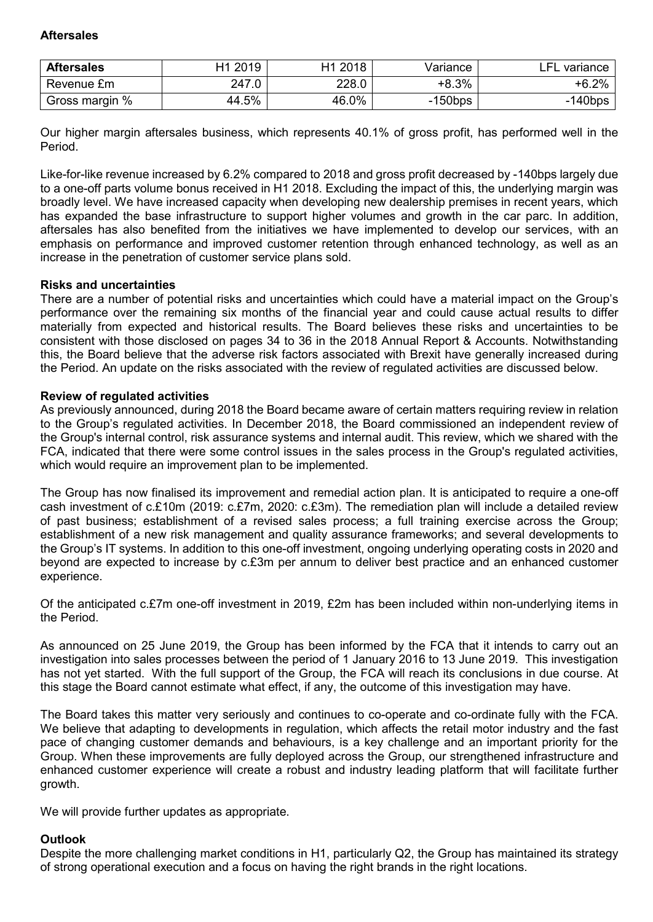**Aftersales**

| Aftersales | H1 2019 | H1 2018 | Variance | LFL variance |
|---|---|---|---|---|
| Revenue £m | 247.0 | 228.0 | +8.3% | +6.2% |
| Gross margin % | 44.5% | 46.0% | -150bps | -140bps |

Our higher margin aftersales business, which represents 40.1% of gross profit, has performed well in the Period.

Like-for-like revenue increased by 6.2% compared to 2018 and gross profit decreased by -140bps largely due to a one-off parts volume bonus received in H1 2018. Excluding the impact of this, the underlying margin was broadly level. We have increased capacity when developing new dealership premises in recent years, which has expanded the base infrastructure to support higher volumes and growth in the car parc. In addition, aftersales has also benefited from the initiatives we have implemented to develop our services, with an emphasis on performance and improved customer retention through enhanced technology, as well as an increase in the penetration of customer service plans sold.

**Risks and uncertainties**

There are a number of potential risks and uncertainties which could have a material impact on the Group's performance over the remaining six months of the financial year and could cause actual results to differ materially from expected and historical results. The Board believes these risks and uncertainties to be consistent with those disclosed on pages 34 to 36 in the 2018 Annual Report & Accounts. Notwithstanding this, the Board believe that the adverse risk factors associated with Brexit have generally increased during the Period. An update on the risks associated with the review of regulated activities are discussed below.

**Review of regulated activities**

As previously announced, during 2018 the Board became aware of certain matters requiring review in relation to the Group's regulated activities. In December 2018, the Board commissioned an independent review of the Group's internal control, risk assurance systems and internal audit. This review, which we shared with the FCA, indicated that there were some control issues in the sales process in the Group's regulated activities, which would require an improvement plan to be implemented.

The Group has now finalised its improvement and remedial action plan. It is anticipated to require a one-off cash investment of c.£10m (2019: c.£7m, 2020: c.£3m). The remediation plan will include a detailed review of past business; establishment of a revised sales process; a full training exercise across the Group; establishment of a new risk management and quality assurance frameworks; and several developments to the Group's IT systems. In addition to this one-off investment, ongoing underlying operating costs in 2020 and beyond are expected to increase by c.£3m per annum to deliver best practice and an enhanced customer experience.

Of the anticipated c.£7m one-off investment in 2019, £2m has been included within non-underlying items in the Period.

As announced on 25 June 2019, the Group has been informed by the FCA that it intends to carry out an investigation into sales processes between the period of 1 January 2016 to 13 June 2019. This investigation has not yet started. With the full support of the Group, the FCA will reach its conclusions in due course. At this stage the Board cannot estimate what effect, if any, the outcome of this investigation may have.

The Board takes this matter very seriously and continues to co-operate and co-ordinate fully with the FCA. We believe that adapting to developments in regulation, which affects the retail motor industry and the fast pace of changing customer demands and behaviours, is a key challenge and an important priority for the Group. When these improvements are fully deployed across the Group, our strengthened infrastructure and enhanced customer experience will create a robust and industry leading platform that will facilitate further growth.

We will provide further updates as appropriate.

**Outlook**

Despite the more challenging market conditions in H1, particularly Q2, the Group has maintained its strategy of strong operational execution and a focus on having the right brands in the right locations.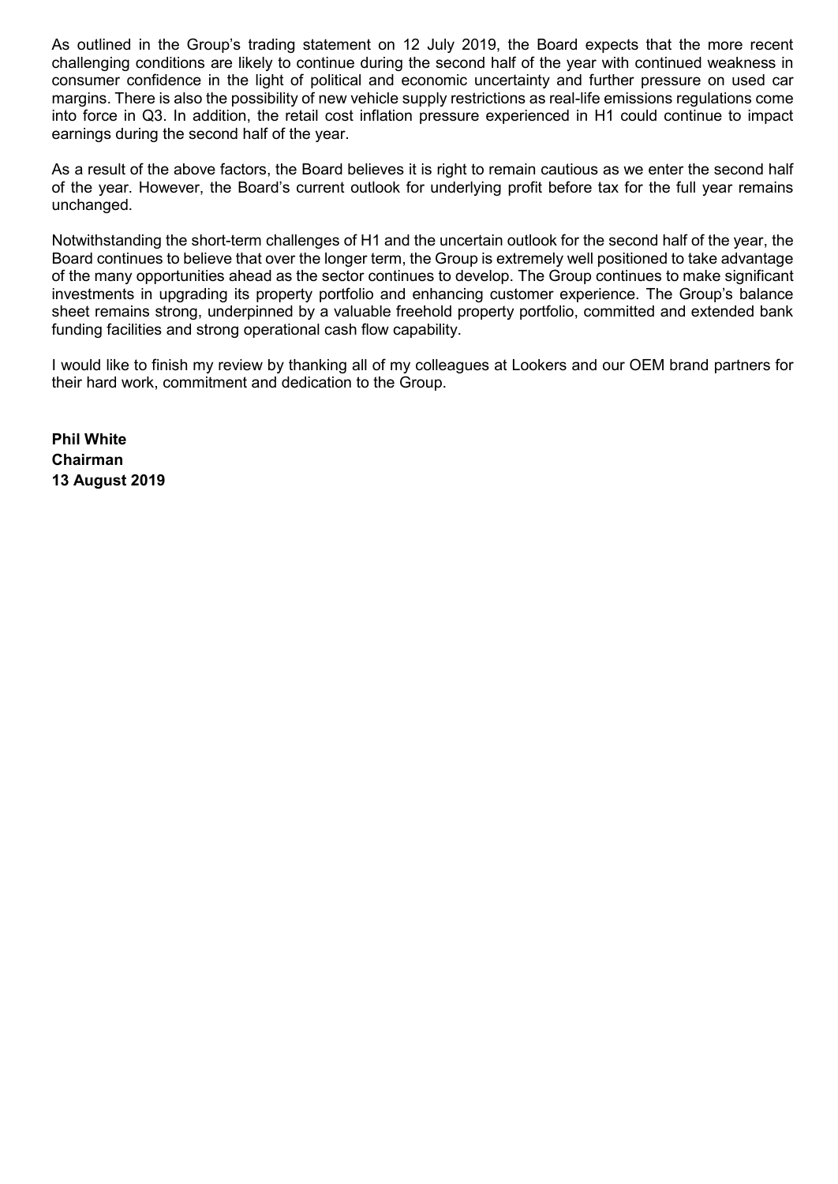As outlined in the Group's trading statement on 12 July 2019, the Board expects that the more recent challenging conditions are likely to continue during the second half of the year with continued weakness in consumer confidence in the light of political and economic uncertainty and further pressure on used car margins. There is also the possibility of new vehicle supply restrictions as real-life emissions regulations come into force in Q3. In addition, the retail cost inflation pressure experienced in H1 could continue to impact earnings during the second half of the year.

As a result of the above factors, the Board believes it is right to remain cautious as we enter the second half of the year. However, the Board's current outlook for underlying profit before tax for the full year remains unchanged.

Notwithstanding the short-term challenges of H1 and the uncertain outlook for the second half of the year, the Board continues to believe that over the longer term, the Group is extremely well positioned to take advantage of the many opportunities ahead as the sector continues to develop. The Group continues to make significant investments in upgrading its property portfolio and enhancing customer experience. The Group's balance sheet remains strong, underpinned by a valuable freehold property portfolio, committed and extended bank funding facilities and strong operational cash flow capability.

I would like to finish my review by thanking all of my colleagues at Lookers and our OEM brand partners for their hard work, commitment and dedication to the Group.

**Phil White**
**Chairman**
**13 August 2019**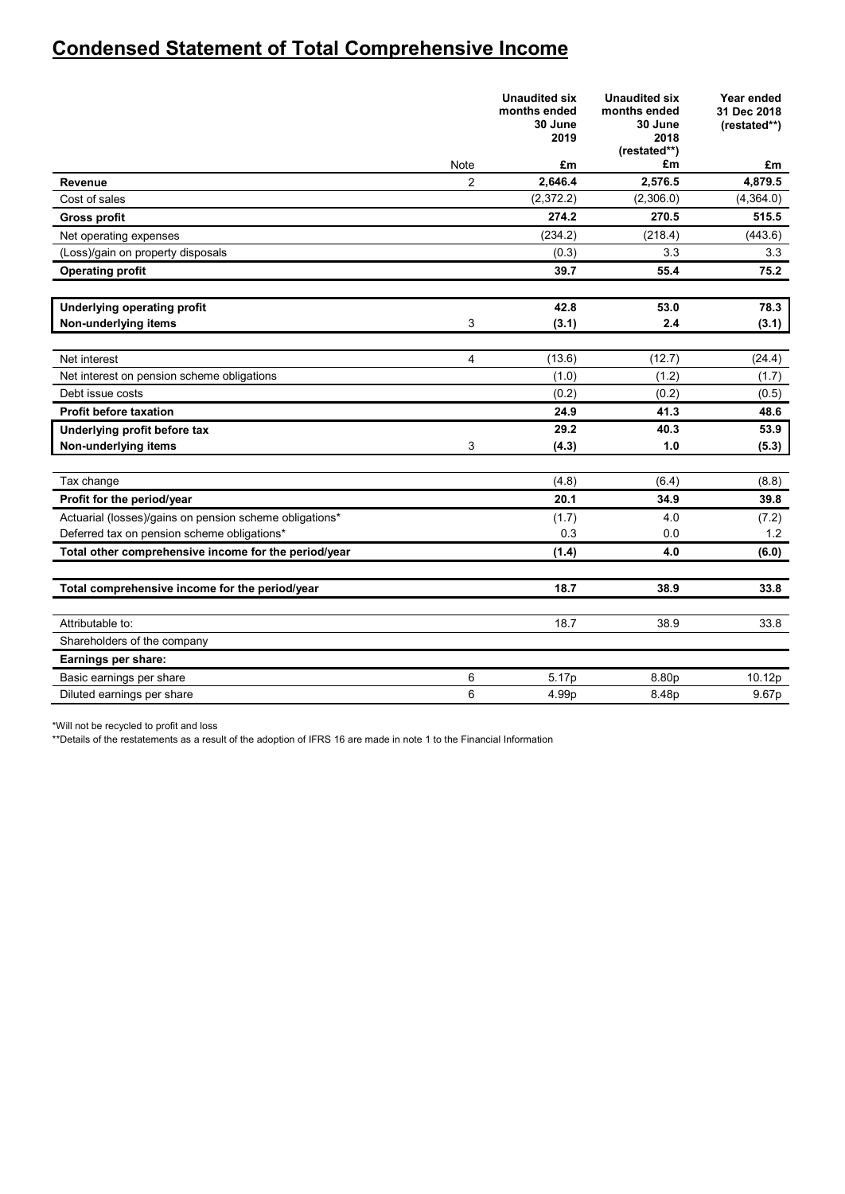# Condensed Statement of Total Comprehensive Income

| | Note | Unaudited six months ended 30 June 2019 £m | Unaudited six months ended 30 June 2018 (restated**) £m | Year ended 31 Dec 2018 (restated**) £m |
|---|---|---|---|---|
| **Revenue** | 2 | **2,646.4** | **2,576.5** | **4,879.5** |
| Cost of sales | | (2,372.2) | (2,306.0) | (4,364.0) |
| **Gross profit** | | **274.2** | **270.5** | **515.5** |
| Net operating expenses | | (234.2) | (218.4) | (443.6) |
| (Loss)/gain on property disposals | | (0.3) | 3.3 | 3.3 |
| **Operating profit** | | **39.7** | **55.4** | **75.2** |
| **Underlying operating profit** | | **42.8** | **53.0** | **78.3** |
| **Non-underlying items** | 3 | **(3.1)** | **2.4** | **(3.1)** |
| Net interest | 4 | (13.6) | (12.7) | (24.4) |
| Net interest on pension scheme obligations | | (1.0) | (1.2) | (1.7) |
| Debt issue costs | | (0.2) | (0.2) | (0.5) |
| **Profit before taxation** | | **24.9** | **41.3** | **48.6** |
| **Underlying profit before tax** | | **29.2** | **40.3** | **53.9** |
| **Non-underlying items** | 3 | **(4.3)** | **1.0** | **(5.3)** |
| Tax change | | (4.8) | (6.4) | (8.8) |
| **Profit for the period/year** | | **20.1** | **34.9** | **39.8** |
| Actuarial (losses)/gains on pension scheme obligations* | | (1.7) | 4.0 | (7.2) |
| Deferred tax on pension scheme obligations* | | 0.3 | 0.0 | 1.2 |
| **Total other comprehensive income for the period/year** | | **(1.4)** | **4.0** | **(6.0)** |
| **Total comprehensive income for the period/year** | | **18.7** | **38.9** | **33.8** |
| Attributable to: | | 18.7 | 38.9 | 33.8 |
| Shareholders of the company | | | | |
| **Earnings per share:** | | | | |
| Basic earnings per share | 6 | 5.17p | 8.80p | 10.12p |
| Diluted earnings per share | 6 | 4.99p | 8.48p | 9.67p |

*Will not be recycled to profit and loss

**Details of the restatements as a result of the adoption of IFRS 16 are made in note 1 to the Financial Information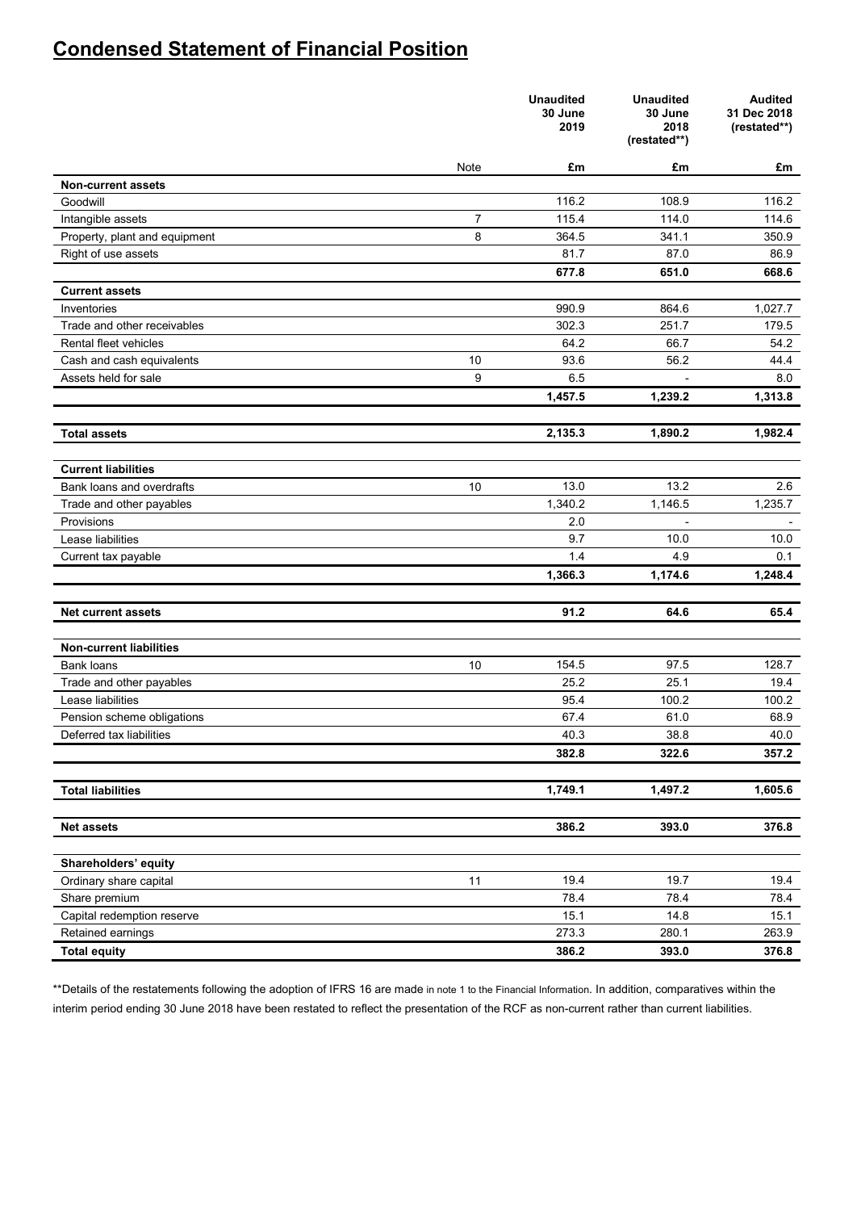# Condensed Statement of Financial Position

| | Note | Unaudited 30 June 2019 | Unaudited 30 June 2018 (restated**) | Audited 31 Dec 2018 (restated**) |
|---|---|---|---|---|
| | | £m | £m | £m |
| **Non-current assets** | | | | |
| Goodwill | | 116.2 | 108.9 | 116.2 |
| Intangible assets | 7 | 115.4 | 114.0 | 114.6 |
| Property, plant and equipment | 8 | 364.5 | 341.1 | 350.9 |
| Right of use assets | | 81.7 | 87.0 | 86.9 |
| | | **677.8** | **651.0** | **668.6** |
| **Current assets** | | | | |
| Inventories | | 990.9 | 864.6 | 1,027.7 |
| Trade and other receivables | | 302.3 | 251.7 | 179.5 |
| Rental fleet vehicles | | 64.2 | 66.7 | 54.2 |
| Cash and cash equivalents | 10 | 93.6 | 56.2 | 44.4 |
| Assets held for sale | 9 | 6.5 | - | 8.0 |
| | | **1,457.5** | **1,239.2** | **1,313.8** |
| **Total assets** | | **2,135.3** | **1,890.2** | **1,982.4** |
| **Current liabilities** | | | | |
| Bank loans and overdrafts | 10 | 13.0 | 13.2 | 2.6 |
| Trade and other payables | | 1,340.2 | 1,146.5 | 1,235.7 |
| Provisions | | 2.0 | - | - |
| Lease liabilities | | 9.7 | 10.0 | 10.0 |
| Current tax payable | | 1.4 | 4.9 | 0.1 |
| | | **1,366.3** | **1,174.6** | **1,248.4** |
| **Net current assets** | | **91.2** | **64.6** | **65.4** |
| **Non-current liabilities** | | | | |
| Bank loans | 10 | 154.5 | 97.5 | 128.7 |
| Trade and other payables | | 25.2 | 25.1 | 19.4 |
| Lease liabilities | | 95.4 | 100.2 | 100.2 |
| Pension scheme obligations | | 67.4 | 61.0 | 68.9 |
| Deferred tax liabilities | | 40.3 | 38.8 | 40.0 |
| | | **382.8** | **322.6** | **357.2** |
| **Total liabilities** | | **1,749.1** | **1,497.2** | **1,605.6** |
| **Net assets** | | **386.2** | **393.0** | **376.8** |
| **Shareholders' equity** | | | | |
| Ordinary share capital | 11 | 19.4 | 19.7 | 19.4 |
| Share premium | | 78.4 | 78.4 | 78.4 |
| Capital redemption reserve | | 15.1 | 14.8 | 15.1 |
| Retained earnings | | 273.3 | 280.1 | 263.9 |
| **Total equity** | | **386.2** | **393.0** | **376.8** |

**Details of the restatements following the adoption of IFRS 16 are made in note 1 to the Financial Information. In addition, comparatives within the interim period ending 30 June 2018 have been restated to reflect the presentation of the RCF as non-current rather than current liabilities.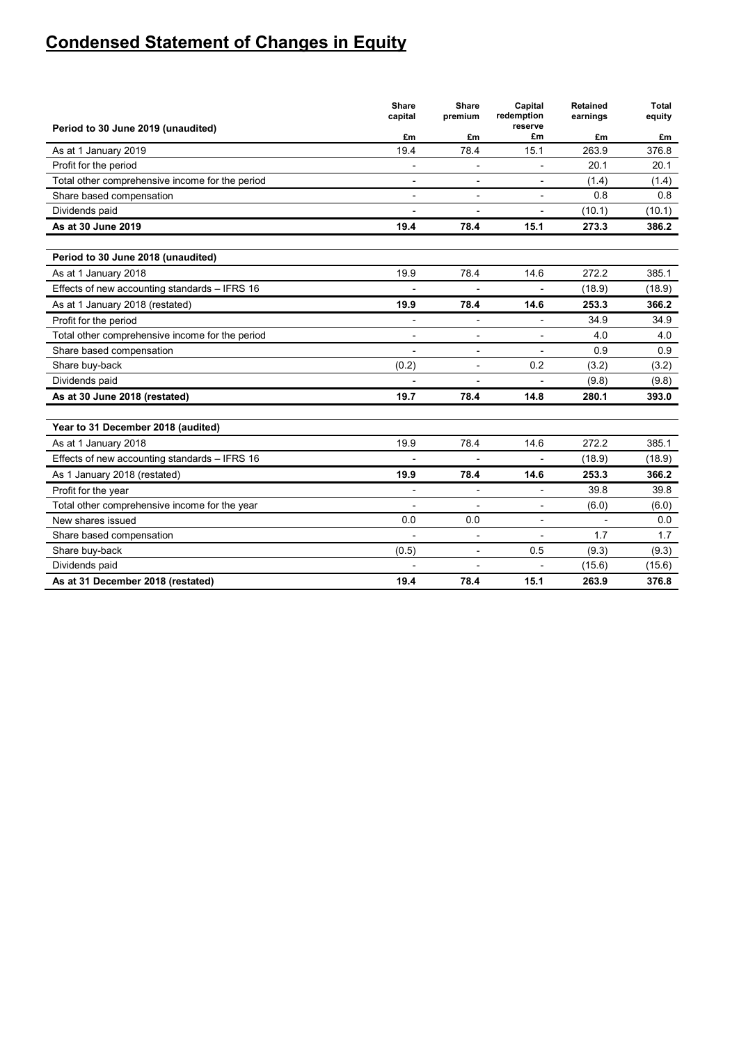# Condensed Statement of Changes in Equity

| Period to 30 June 2019 (unaudited) | Share capital £m | Share premium £m | Capital redemption reserve £m | Retained earnings £m | Total equity £m |
|---|---|---|---|---|---|
| As at 1 January 2019 | 19.4 | 78.4 | 15.1 | 263.9 | 376.8 |
| Profit for the period | - | - | - | 20.1 | 20.1 |
| Total other comprehensive income for the period | - | - | - | (1.4) | (1.4) |
| Share based compensation | - | - | - | 0.8 | 0.8 |
| Dividends paid | - | - | - | (10.1) | (10.1) |
| **As at 30 June 2019** | **19.4** | **78.4** | **15.1** | **273.3** | **386.2** |
| | | | | | |
| **Period to 30 June 2018 (unaudited)** | | | | | |
| As at 1 January 2018 | 19.9 | 78.4 | 14.6 | 272.2 | 385.1 |
| Effects of new accounting standards – IFRS 16 | - | - | - | (18.9) | (18.9) |
| As at 1 January 2018 (restated) | **19.9** | **78.4** | **14.6** | **253.3** | **366.2** |
| Profit for the period | - | - | - | 34.9 | 34.9 |
| Total other comprehensive income for the period | - | - | - | 4.0 | 4.0 |
| Share based compensation | - | - | - | 0.9 | 0.9 |
| Share buy-back | (0.2) | - | 0.2 | (3.2) | (3.2) |
| Dividends paid | - | - | - | (9.8) | (9.8) |
| **As at 30 June 2018 (restated)** | **19.7** | **78.4** | **14.8** | **280.1** | **393.0** |
| | | | | | |
| **Year to 31 December 2018 (audited)** | | | | | |
| As at 1 January 2018 | 19.9 | 78.4 | 14.6 | 272.2 | 385.1 |
| Effects of new accounting standards – IFRS 16 | - | - | - | (18.9) | (18.9) |
| As 1 January 2018 (restated) | **19.9** | **78.4** | **14.6** | **253.3** | **366.2** |
| Profit for the year | - | - | - | 39.8 | 39.8 |
| Total other comprehensive income for the year | - | - | - | (6.0) | (6.0) |
| New shares issued | 0.0 | 0.0 | - | - | 0.0 |
| Share based compensation | - | - | - | 1.7 | 1.7 |
| Share buy-back | (0.5) | - | 0.5 | (9.3) | (9.3) |
| Dividends paid | - | - | - | (15.6) | (15.6) |
| **As at 31 December 2018 (restated)** | **19.4** | **78.4** | **15.1** | **263.9** | **376.8** |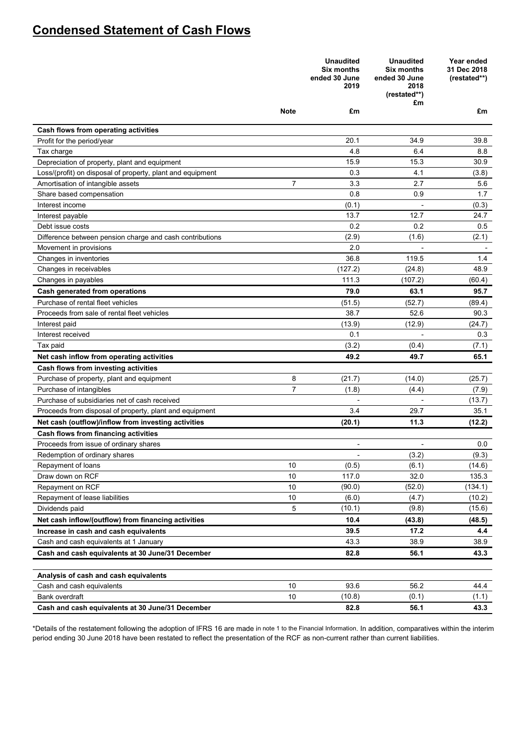# Condensed Statement of Cash Flows

| | Note | Unaudited Six months ended 30 June 2019 £m | Unaudited Six months ended 30 June 2018 (restated**) £m | Year ended 31 Dec 2018 (restated**) £m |
|---|---|---|---|---|
| **Cash flows from operating activities** | | | | |
| Profit for the period/year | | 20.1 | 34.9 | 39.8 |
| Tax charge | | 4.8 | 6.4 | 8.8 |
| Depreciation of property, plant and equipment | | 15.9 | 15.3 | 30.9 |
| Loss/(profit) on disposal of property, plant and equipment | | 0.3 | 4.1 | (3.8) |
| Amortisation of intangible assets | 7 | 3.3 | 2.7 | 5.6 |
| Share based compensation | | 0.8 | 0.9 | 1.7 |
| Interest income | | (0.1) | - | (0.3) |
| Interest payable | | 13.7 | 12.7 | 24.7 |
| Debt issue costs | | 0.2 | 0.2 | 0.5 |
| Difference between pension charge and cash contributions | | (2.9) | (1.6) | (2.1) |
| Movement in provisions | | 2.0 | - | - |
| Changes in inventories | | 36.8 | 119.5 | 1.4 |
| Changes in receivables | | (127.2) | (24.8) | 48.9 |
| Changes in payables | | 111.3 | (107.2) | (60.4) |
| **Cash generated from operations** | | **79.0** | **63.1** | **95.7** |
| Purchase of rental fleet vehicles | | (51.5) | (52.7) | (89.4) |
| Proceeds from sale of rental fleet vehicles | | 38.7 | 52.6 | 90.3 |
| Interest paid | | (13.9) | (12.9) | (24.7) |
| Interest received | | 0.1 | - | 0.3 |
| Tax paid | | (3.2) | (0.4) | (7.1) |
| **Net cash inflow from operating activities** | | **49.2** | **49.7** | **65.1** |
| **Cash flows from investing activities** | | | | |
| Purchase of property, plant and equipment | 8 | (21.7) | (14.0) | (25.7) |
| Purchase of intangibles | 7 | (1.8) | (4.4) | (7.9) |
| Purchase of subsidiaries net of cash received | | - | - | (13.7) |
| Proceeds from disposal of property, plant and equipment | | 3.4 | 29.7 | 35.1 |
| **Net cash (outflow)/inflow from investing activities** | | **(20.1)** | **11.3** | **(12.2)** |
| **Cash flows from financing activities** | | | | |
| Proceeds from issue of ordinary shares | | - | - | 0.0 |
| Redemption of ordinary shares | | - | (3.2) | (9.3) |
| Repayment of loans | 10 | (0.5) | (6.1) | (14.6) |
| Draw down on RCF | 10 | 117.0 | 32.0 | 135.3 |
| Repayment on RCF | 10 | (90.0) | (52.0) | (134.1) |
| Repayment of lease liabilities | 10 | (6.0) | (4.7) | (10.2) |
| Dividends paid | 5 | (10.1) | (9.8) | (15.6) |
| **Net cash inflow/(outflow) from financing activities** | | **10.4** | **(43.8)** | **(48.5)** |
| **Increase in cash and cash equivalents** | | **39.5** | **17.2** | **4.4** |
| Cash and cash equivalents at 1 January | | 43.3 | 38.9 | 38.9 |
| **Cash and cash equivalents at 30 June/31 December** | | **82.8** | **56.1** | **43.3** |
| | | | | |
| **Analysis of cash and cash equivalents** | | | | |
| Cash and cash equivalents | 10 | 93.6 | 56.2 | 44.4 |
| Bank overdraft | 10 | (10.8) | (0.1) | (1.1) |
| **Cash and cash equivalents at 30 June/31 December** | | **82.8** | **56.1** | **43.3** |

*Details of the restatement following the adoption of IFRS 16 are made in note 1 to the Financial Information. In addition, comparatives within the interim period ending 30 June 2018 have been restated to reflect the presentation of the RCF as non-current rather than current liabilities.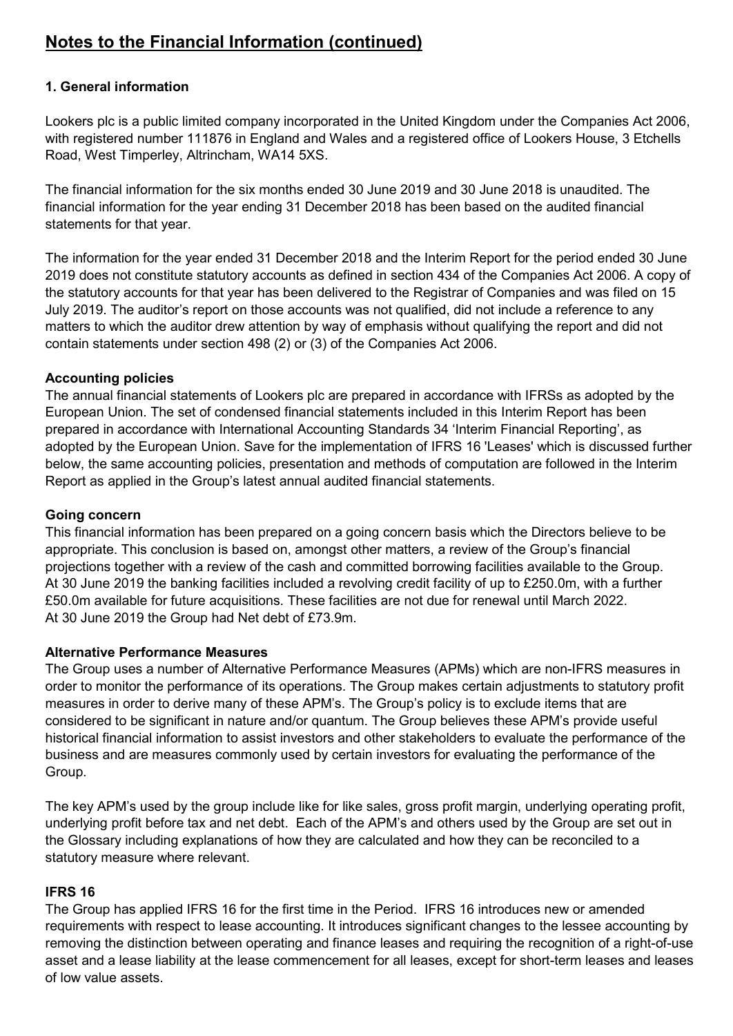# Notes to the Financial Information (continued)

### 1. General information

Lookers plc is a public limited company incorporated in the United Kingdom under the Companies Act 2006, with registered number 111876 in England and Wales and a registered office of Lookers House, 3 Etchells Road, West Timperley, Altrincham, WA14 5XS.

The financial information for the six months ended 30 June 2019 and 30 June 2018 is unaudited. The financial information for the year ending 31 December 2018 has been based on the audited financial statements for that year.

The information for the year ended 31 December 2018 and the Interim Report for the period ended 30 June 2019 does not constitute statutory accounts as defined in section 434 of the Companies Act 2006. A copy of the statutory accounts for that year has been delivered to the Registrar of Companies and was filed on 15 July 2019. The auditor's report on those accounts was not qualified, did not include a reference to any matters to which the auditor drew attention by way of emphasis without qualifying the report and did not contain statements under section 498 (2) or (3) of the Companies Act 2006.

### Accounting policies

The annual financial statements of Lookers plc are prepared in accordance with IFRSs as adopted by the European Union. The set of condensed financial statements included in this Interim Report has been prepared in accordance with International Accounting Standards 34 'Interim Financial Reporting', as adopted by the European Union. Save for the implementation of IFRS 16 'Leases' which is discussed further below, the same accounting policies, presentation and methods of computation are followed in the Interim Report as applied in the Group's latest annual audited financial statements.

### Going concern

This financial information has been prepared on a going concern basis which the Directors believe to be appropriate. This conclusion is based on, amongst other matters, a review of the Group's financial projections together with a review of the cash and committed borrowing facilities available to the Group. At 30 June 2019 the banking facilities included a revolving credit facility of up to £250.0m, with a further £50.0m available for future acquisitions. These facilities are not due for renewal until March 2022. At 30 June 2019 the Group had Net debt of £73.9m.

### Alternative Performance Measures

The Group uses a number of Alternative Performance Measures (APMs) which are non-IFRS measures in order to monitor the performance of its operations. The Group makes certain adjustments to statutory profit measures in order to derive many of these APM's. The Group's policy is to exclude items that are considered to be significant in nature and/or quantum. The Group believes these APM's provide useful historical financial information to assist investors and other stakeholders to evaluate the performance of the business and are measures commonly used by certain investors for evaluating the performance of the Group.

The key APM's used by the group include like for like sales, gross profit margin, underlying operating profit, underlying profit before tax and net debt. Each of the APM's and others used by the Group are set out in the Glossary including explanations of how they are calculated and how they can be reconciled to a statutory measure where relevant.

### IFRS 16

The Group has applied IFRS 16 for the first time in the Period. IFRS 16 introduces new or amended requirements with respect to lease accounting. It introduces significant changes to the lessee accounting by removing the distinction between operating and finance leases and requiring the recognition of a right-of-use asset and a lease liability at the lease commencement for all leases, except for short-term leases and leases of low value assets.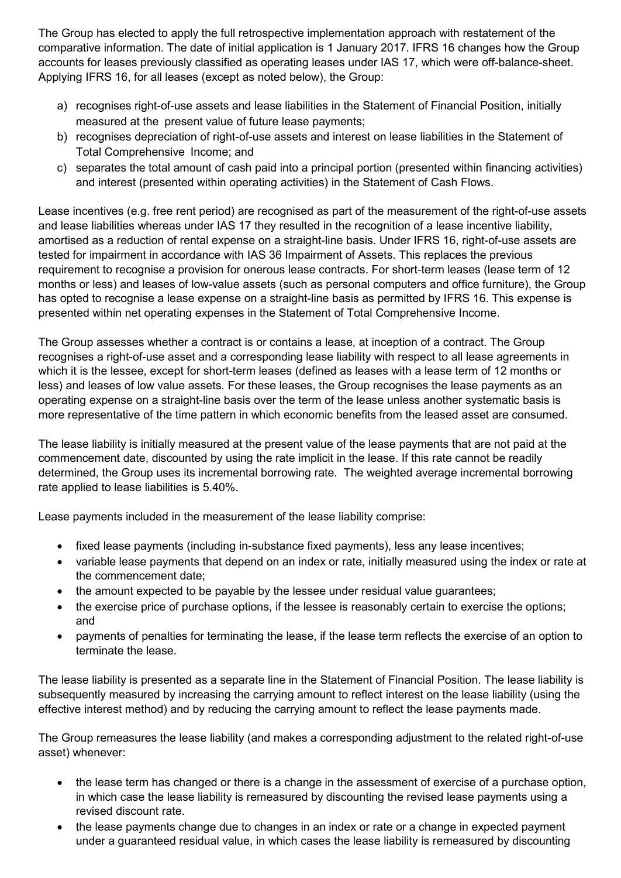The Group has elected to apply the full retrospective implementation approach with restatement of the comparative information. The date of initial application is 1 January 2017. IFRS 16 changes how the Group accounts for leases previously classified as operating leases under IAS 17, which were off-balance-sheet. Applying IFRS 16, for all leases (except as noted below), the Group:

a) recognises right-of-use assets and lease liabilities in the Statement of Financial Position, initially measured at the present value of future lease payments;
b) recognises depreciation of right-of-use assets and interest on lease liabilities in the Statement of Total Comprehensive Income; and
c) separates the total amount of cash paid into a principal portion (presented within financing activities) and interest (presented within operating activities) in the Statement of Cash Flows.

Lease incentives (e.g. free rent period) are recognised as part of the measurement of the right-of-use assets and lease liabilities whereas under IAS 17 they resulted in the recognition of a lease incentive liability, amortised as a reduction of rental expense on a straight-line basis. Under IFRS 16, right-of-use assets are tested for impairment in accordance with IAS 36 Impairment of Assets. This replaces the previous requirement to recognise a provision for onerous lease contracts. For short-term leases (lease term of 12 months or less) and leases of low-value assets (such as personal computers and office furniture), the Group has opted to recognise a lease expense on a straight-line basis as permitted by IFRS 16. This expense is presented within net operating expenses in the Statement of Total Comprehensive Income.

The Group assesses whether a contract is or contains a lease, at inception of a contract. The Group recognises a right-of-use asset and a corresponding lease liability with respect to all lease agreements in which it is the lessee, except for short-term leases (defined as leases with a lease term of 12 months or less) and leases of low value assets. For these leases, the Group recognises the lease payments as an operating expense on a straight-line basis over the term of the lease unless another systematic basis is more representative of the time pattern in which economic benefits from the leased asset are consumed.

The lease liability is initially measured at the present value of the lease payments that are not paid at the commencement date, discounted by using the rate implicit in the lease. If this rate cannot be readily determined, the Group uses its incremental borrowing rate. The weighted average incremental borrowing rate applied to lease liabilities is 5.40%.

Lease payments included in the measurement of the lease liability comprise:

- fixed lease payments (including in-substance fixed payments), less any lease incentives;
- variable lease payments that depend on an index or rate, initially measured using the index or rate at the commencement date;
- the amount expected to be payable by the lessee under residual value guarantees;
- the exercise price of purchase options, if the lessee is reasonably certain to exercise the options; and
- payments of penalties for terminating the lease, if the lease term reflects the exercise of an option to terminate the lease.

The lease liability is presented as a separate line in the Statement of Financial Position. The lease liability is subsequently measured by increasing the carrying amount to reflect interest on the lease liability (using the effective interest method) and by reducing the carrying amount to reflect the lease payments made.

The Group remeasures the lease liability (and makes a corresponding adjustment to the related right-of-use asset) whenever:

- the lease term has changed or there is a change in the assessment of exercise of a purchase option, in which case the lease liability is remeasured by discounting the revised lease payments using a revised discount rate.
- the lease payments change due to changes in an index or rate or a change in expected payment under a guaranteed residual value, in which cases the lease liability is remeasured by discounting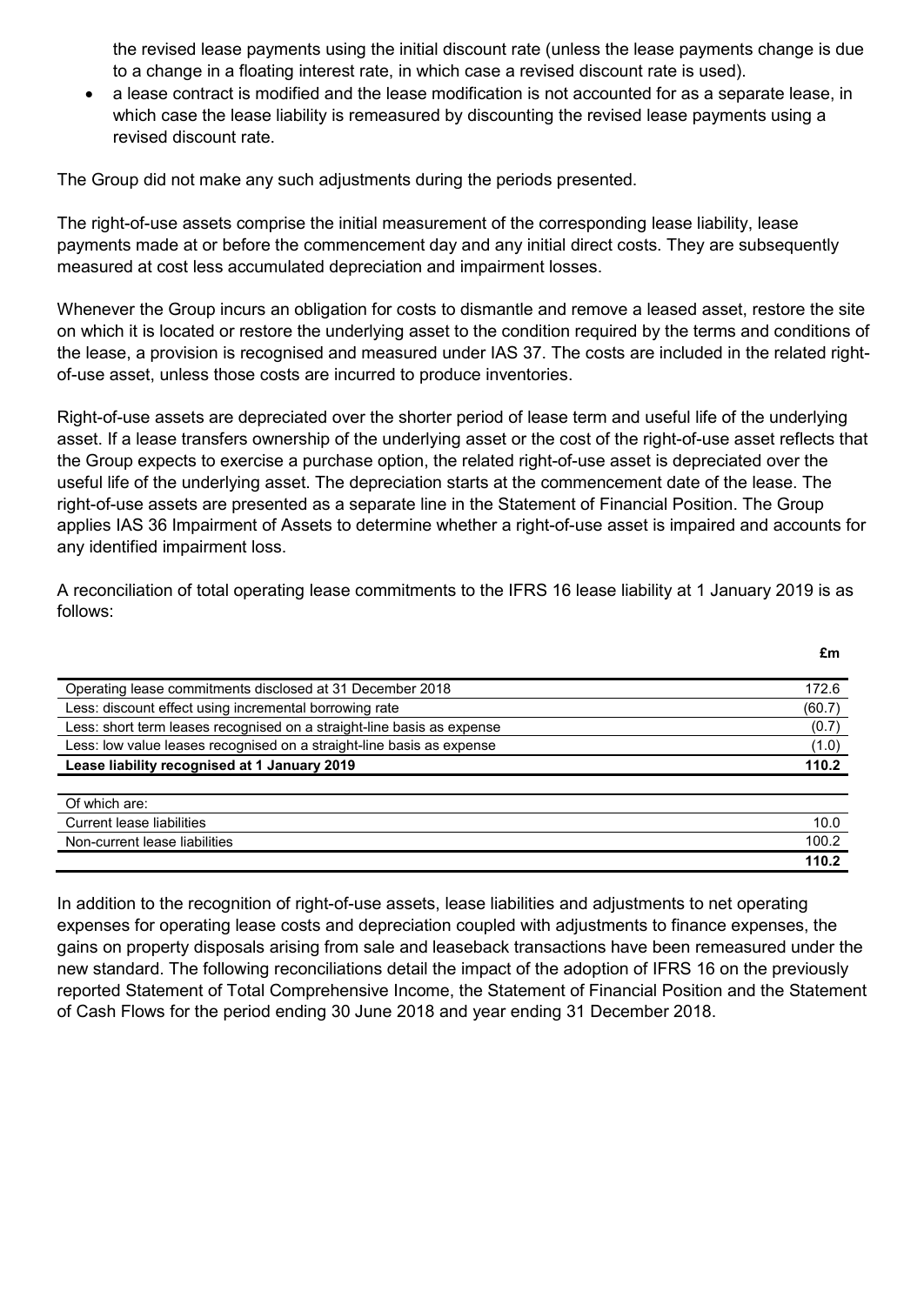the revised lease payments using the initial discount rate (unless the lease payments change is due to a change in a floating interest rate, in which case a revised discount rate is used).

- a lease contract is modified and the lease modification is not accounted for as a separate lease, in which case the lease liability is remeasured by discounting the revised lease payments using a revised discount rate.

The Group did not make any such adjustments during the periods presented.

The right-of-use assets comprise the initial measurement of the corresponding lease liability, lease payments made at or before the commencement day and any initial direct costs. They are subsequently measured at cost less accumulated depreciation and impairment losses.

Whenever the Group incurs an obligation for costs to dismantle and remove a leased asset, restore the site on which it is located or restore the underlying asset to the condition required by the terms and conditions of the lease, a provision is recognised and measured under IAS 37. The costs are included in the related right-of-use asset, unless those costs are incurred to produce inventories.

Right-of-use assets are depreciated over the shorter period of lease term and useful life of the underlying asset. If a lease transfers ownership of the underlying asset or the cost of the right-of-use asset reflects that the Group expects to exercise a purchase option, the related right-of-use asset is depreciated over the useful life of the underlying asset. The depreciation starts at the commencement date of the lease. The right-of-use assets are presented as a separate line in the Statement of Financial Position. The Group applies IAS 36 Impairment of Assets to determine whether a right-of-use asset is impaired and accounts for any identified impairment loss.

A reconciliation of total operating lease commitments to the IFRS 16 lease liability at 1 January 2019 is as follows:

| | £m |
|---|---|
| Operating lease commitments disclosed at 31 December 2018 | 172.6 |
| Less: discount effect using incremental borrowing rate | (60.7) |
| Less: short term leases recognised on a straight-line basis as expense | (0.7) |
| Less: low value leases recognised on a straight-line basis as expense | (1.0) |
| **Lease liability recognised at 1 January 2019** | **110.2** |
| | |
| Of which are: | |
| Current lease liabilities | 10.0 |
| Non-current lease liabilities | 100.2 |
| | **110.2** |

In addition to the recognition of right-of-use assets, lease liabilities and adjustments to net operating expenses for operating lease costs and depreciation coupled with adjustments to finance expenses, the gains on property disposals arising from sale and leaseback transactions have been remeasured under the new standard. The following reconciliations detail the impact of the adoption of IFRS 16 on the previously reported Statement of Total Comprehensive Income, the Statement of Financial Position and the Statement of Cash Flows for the period ending 30 June 2018 and year ending 31 December 2018.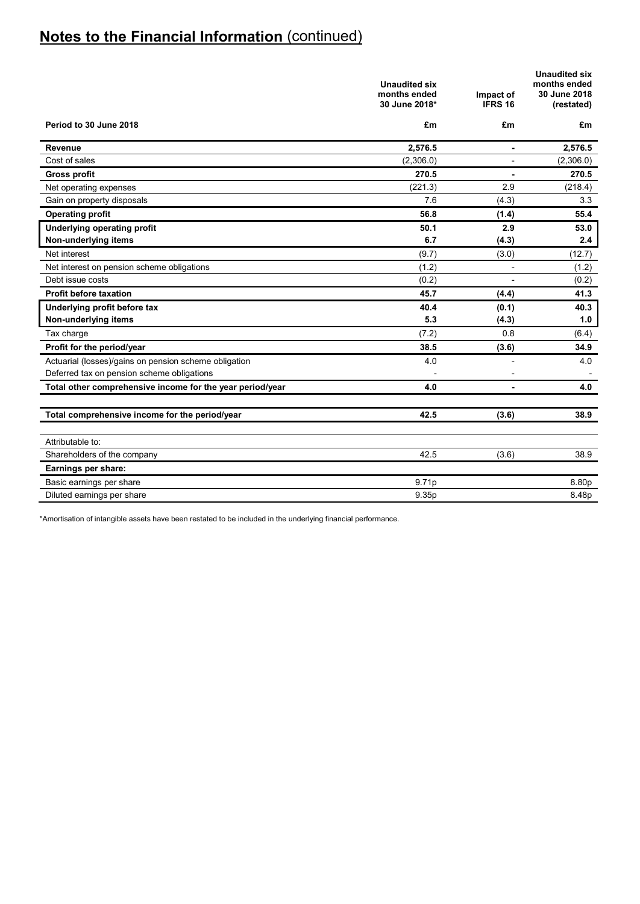## **Notes to the Financial Information** (continued)

| Period to 30 June 2018 | Unaudited six months ended 30 June 2018* £m | Impact of IFRS 16 £m | Unaudited six months ended 30 June 2018 (restated) £m |
|---|---|---|---|
| **Revenue** | **2,576.5** | **-** | **2,576.5** |
| Cost of sales | (2,306.0) | - | (2,306.0) |
| **Gross profit** | **270.5** | **-** | **270.5** |
| Net operating expenses | (221.3) | 2.9 | (218.4) |
| Gain on property disposals | 7.6 | (4.3) | 3.3 |
| **Operating profit** | **56.8** | **(1.4)** | **55.4** |
| **Underlying operating profit** | **50.1** | **2.9** | **53.0** |
| **Non-underlying items** | **6.7** | **(4.3)** | **2.4** |
| Net interest | (9.7) | (3.0) | (12.7) |
| Net interest on pension scheme obligations | (1.2) | - | (1.2) |
| Debt issue costs | (0.2) | - | (0.2) |
| **Profit before taxation** | **45.7** | **(4.4)** | **41.3** |
| **Underlying profit before tax** | **40.4** | **(0.1)** | **40.3** |
| **Non-underlying items** | **5.3** | **(4.3)** | **1.0** |
| Tax charge | (7.2) | 0.8 | (6.4) |
| **Profit for the period/year** | **38.5** | **(3.6)** | **34.9** |
| Actuarial (losses)/gains on pension scheme obligation | 4.0 | - | 4.0 |
| Deferred tax on pension scheme obligations | - | - | - |
| **Total other comprehensive income for the year period/year** | **4.0** | **-** | **4.0** |
| **Total comprehensive income for the period/year** | **42.5** | **(3.6)** | **38.9** |
| Attributable to: | | | |
| Shareholders of the company | 42.5 | (3.6) | 38.9 |
| **Earnings per share:** | | | |
| Basic earnings per share | 9.71p | | 8.80p |
| Diluted earnings per share | 9.35p | | 8.48p |

*Amortisation of intangible assets have been restated to be included in the underlying financial performance.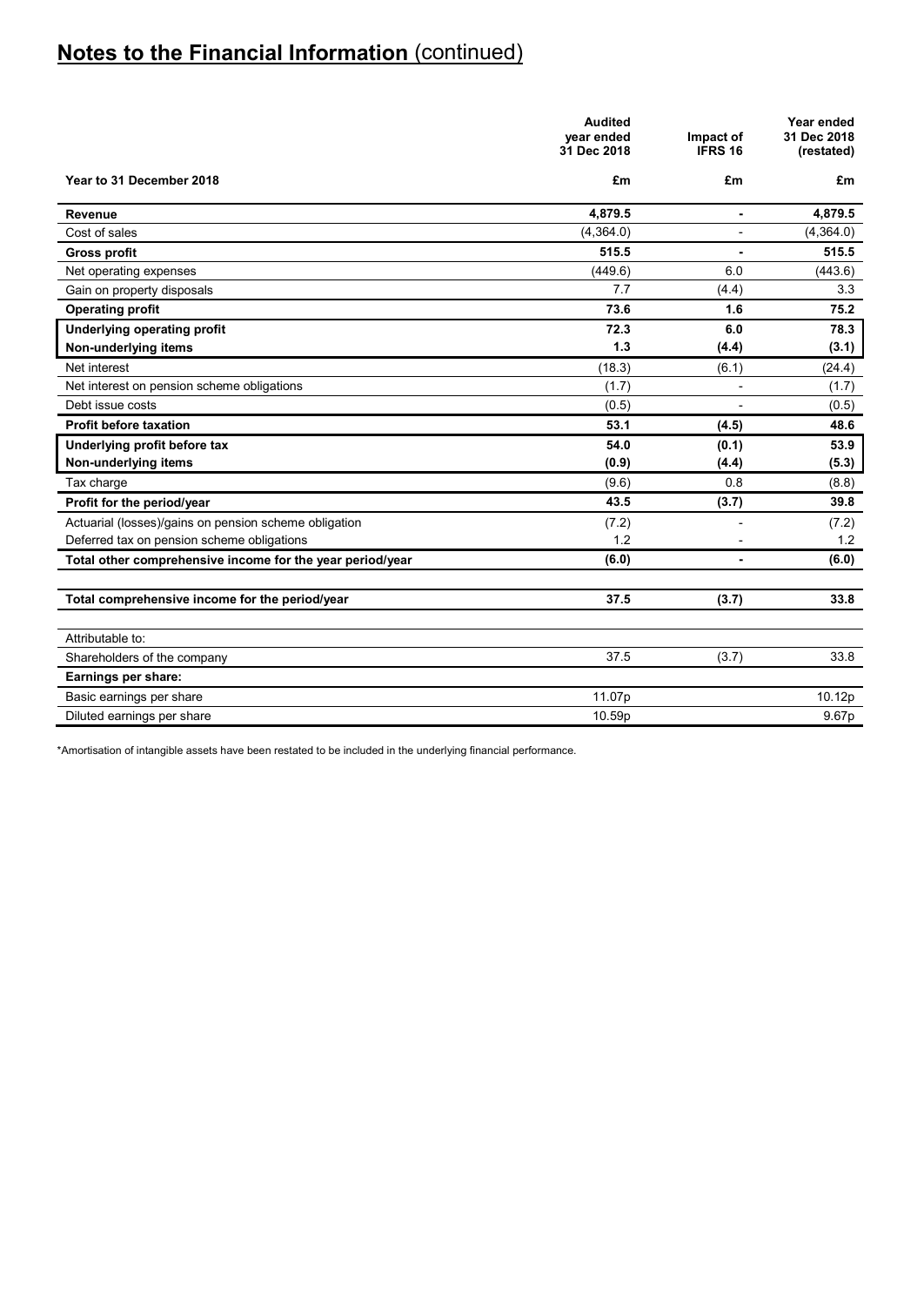# Notes to the Financial Information (continued)

| Year to 31 December 2018 | Audited year ended 31 Dec 2018 £m | Impact of IFRS 16 £m | Year ended 31 Dec 2018 (restated) £m |
|---|---|---|---|
| **Revenue** | **4,879.5** | **-** | **4,879.5** |
| Cost of sales | (4,364.0) | - | (4,364.0) |
| **Gross profit** | **515.5** | **-** | **515.5** |
| Net operating expenses | (449.6) | 6.0 | (443.6) |
| Gain on property disposals | 7.7 | (4.4) | 3.3 |
| **Operating profit** | **73.6** | **1.6** | **75.2** |
| **Underlying operating profit** | **72.3** | **6.0** | **78.3** |
| **Non-underlying items** | **1.3** | **(4.4)** | **(3.1)** |
| Net interest | (18.3) | (6.1) | (24.4) |
| Net interest on pension scheme obligations | (1.7) | - | (1.7) |
| Debt issue costs | (0.5) | - | (0.5) |
| **Profit before taxation** | **53.1** | **(4.5)** | **48.6** |
| **Underlying profit before tax** | **54.0** | **(0.1)** | **53.9** |
| **Non-underlying items** | **(0.9)** | **(4.4)** | **(5.3)** |
| Tax charge | (9.6) | 0.8 | (8.8) |
| **Profit for the period/year** | **43.5** | **(3.7)** | **39.8** |
| Actuarial (losses)/gains on pension scheme obligation | (7.2) | - | (7.2) |
| Deferred tax on pension scheme obligations | 1.2 | - | 1.2 |
| **Total other comprehensive income for the year period/year** | **(6.0)** | **-** | **(6.0)** |
| **Total comprehensive income for the period/year** | **37.5** | **(3.7)** | **33.8** |
| Attributable to: | | | |
| Shareholders of the company | 37.5 | (3.7) | 33.8 |
| **Earnings per share:** | | | |
| Basic earnings per share | 11.07p | | 10.12p |
| Diluted earnings per share | 10.59p | | 9.67p |

*Amortisation of intangible assets have been restated to be included in the underlying financial performance.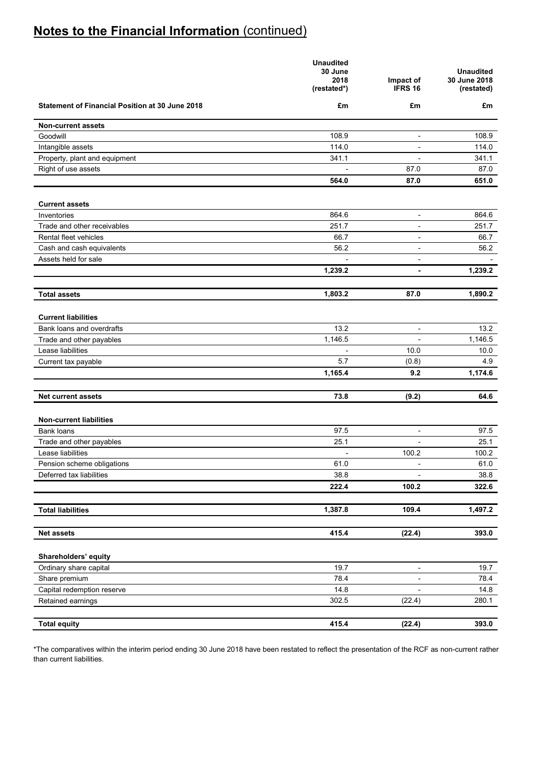# Notes to the Financial Information (continued)

| Statement of Financial Position at 30 June 2018 | Unaudited 30 June 2018 (restated*) £m | Impact of IFRS 16 £m | Unaudited 30 June 2018 (restated) £m |
|---|---|---|---|
| **Non-current assets** | | | |
| Goodwill | 108.9 | - | 108.9 |
| Intangible assets | 114.0 | - | 114.0 |
| Property, plant and equipment | 341.1 | - | 341.1 |
| Right of use assets | - | 87.0 | 87.0 |
| | **564.0** | **87.0** | **651.0** |
| **Current assets** | | | |
| Inventories | 864.6 | - | 864.6 |
| Trade and other receivables | 251.7 | - | 251.7 |
| Rental fleet vehicles | 66.7 | - | 66.7 |
| Cash and cash equivalents | 56.2 | - | 56.2 |
| Assets held for sale | - | - | - |
| | **1,239.2** | **-** | **1,239.2** |
| **Total assets** | **1,803.2** | **87.0** | **1,890.2** |
| **Current liabilities** | | | |
| Bank loans and overdrafts | 13.2 | - | 13.2 |
| Trade and other payables | 1,146.5 | - | 1,146.5 |
| Lease liabilities | - | 10.0 | 10.0 |
| Current tax payable | 5.7 | (0.8) | 4.9 |
| | **1,165.4** | **9.2** | **1,174.6** |
| **Net current assets** | **73.8** | **(9.2)** | **64.6** |
| **Non-current liabilities** | | | |
| Bank loans | 97.5 | - | 97.5 |
| Trade and other payables | 25.1 | - | 25.1 |
| Lease liabilities | - | 100.2 | 100.2 |
| Pension scheme obligations | 61.0 | - | 61.0 |
| Deferred tax liabilities | 38.8 | - | 38.8 |
| | **222.4** | **100.2** | **322.6** |
| **Total liabilities** | **1,387.8** | **109.4** | **1,497.2** |
| **Net assets** | **415.4** | **(22.4)** | **393.0** |
| **Shareholders' equity** | | | |
| Ordinary share capital | 19.7 | - | 19.7 |
| Share premium | 78.4 | - | 78.4 |
| Capital redemption reserve | 14.8 | - | 14.8 |
| Retained earnings | 302.5 | (22.4) | 280.1 |
| **Total equity** | **415.4** | **(22.4)** | **393.0** |

*The comparatives within the interim period ending 30 June 2018 have been restated to reflect the presentation of the RCF as non-current rather than current liabilities.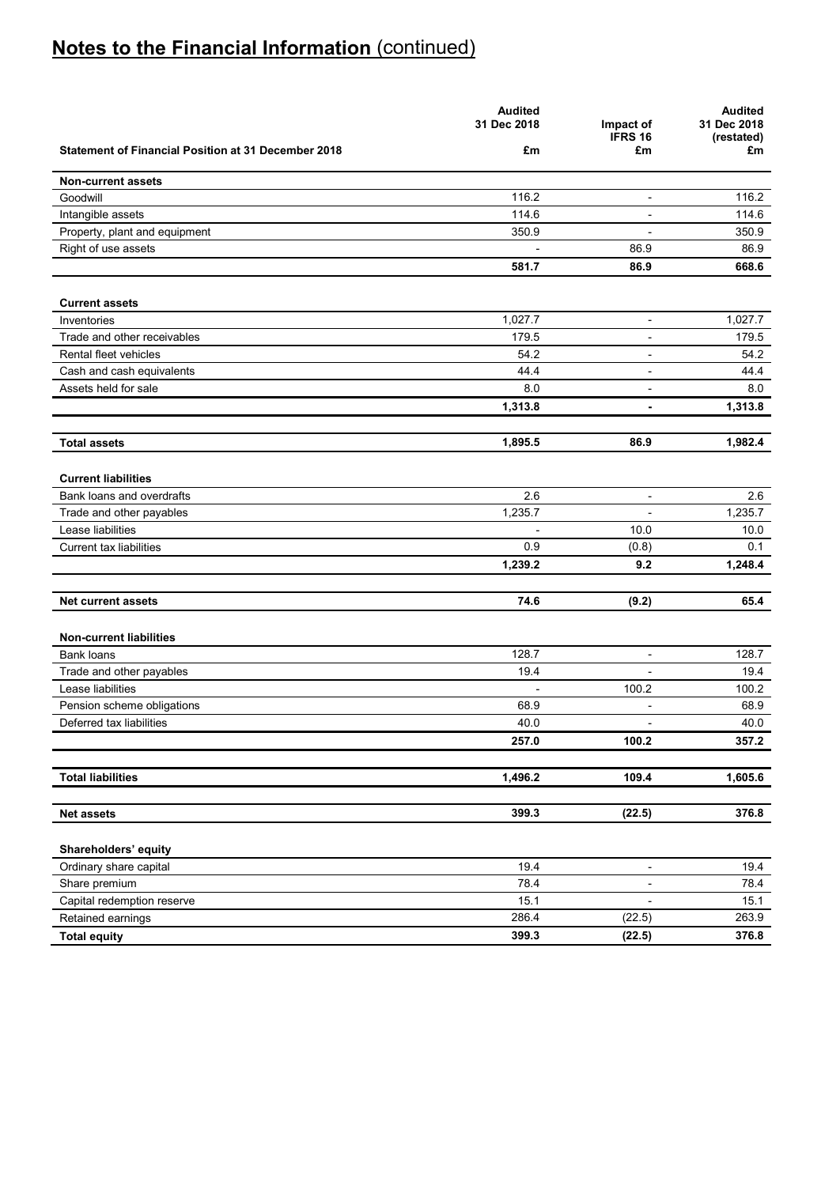# **Notes to the Financial Information** (continued)

| Statement of Financial Position at 31 December 2018 | Audited 31 Dec 2018 £m | Impact of IFRS 16 £m | Audited 31 Dec 2018 (restated) £m |
|---|---|---|---|
| **Non-current assets** | | | |
| Goodwill | 116.2 | - | 116.2 |
| Intangible assets | 114.6 | - | 114.6 |
| Property, plant and equipment | 350.9 | - | 350.9 |
| Right of use assets | - | 86.9 | 86.9 |
| | **581.7** | **86.9** | **668.6** |
| **Current assets** | | | |
| Inventories | 1,027.7 | - | 1,027.7 |
| Trade and other receivables | 179.5 | - | 179.5 |
| Rental fleet vehicles | 54.2 | - | 54.2 |
| Cash and cash equivalents | 44.4 | - | 44.4 |
| Assets held for sale | 8.0 | - | 8.0 |
| | **1,313.8** | **-** | **1,313.8** |
| **Total assets** | **1,895.5** | **86.9** | **1,982.4** |
| **Current liabilities** | | | |
| Bank loans and overdrafts | 2.6 | - | 2.6 |
| Trade and other payables | 1,235.7 | - | 1,235.7 |
| Lease liabilities | - | 10.0 | 10.0 |
| Current tax liabilities | 0.9 | (0.8) | 0.1 |
| | **1,239.2** | **9.2** | **1,248.4** |
| **Net current assets** | **74.6** | **(9.2)** | **65.4** |
| **Non-current liabilities** | | | |
| Bank loans | 128.7 | - | 128.7 |
| Trade and other payables | 19.4 | - | 19.4 |
| Lease liabilities | - | 100.2 | 100.2 |
| Pension scheme obligations | 68.9 | - | 68.9 |
| Deferred tax liabilities | 40.0 | - | 40.0 |
| | **257.0** | **100.2** | **357.2** |
| **Total liabilities** | **1,496.2** | **109.4** | **1,605.6** |
| **Net assets** | **399.3** | **(22.5)** | **376.8** |
| **Shareholders' equity** | | | |
| Ordinary share capital | 19.4 | - | 19.4 |
| Share premium | 78.4 | - | 78.4 |
| Capital redemption reserve | 15.1 | - | 15.1 |
| Retained earnings | 286.4 | (22.5) | 263.9 |
| **Total equity** | **399.3** | **(22.5)** | **376.8** |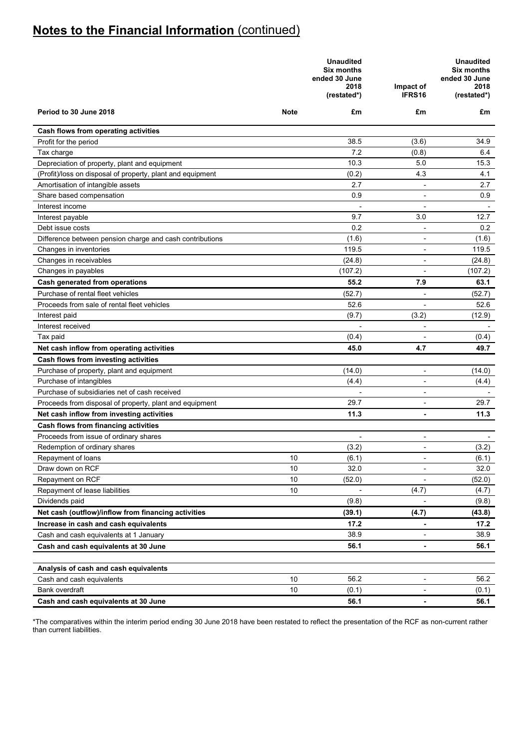# **Notes to the Financial Information** (continued)

| Period to 30 June 2018 | Note | Unaudited Six months ended 30 June 2018 (restated*) £m | Impact of IFRS16 £m | Unaudited Six months ended 30 June 2018 (restated*) £m |
|---|---|---|---|---|
| **Cash flows from operating activities** | | | | |
| Profit for the period | | 38.5 | (3.6) | 34.9 |
| Tax charge | | 7.2 | (0.8) | 6.4 |
| Depreciation of property, plant and equipment | | 10.3 | 5.0 | 15.3 |
| (Profit)/loss on disposal of property, plant and equipment | | (0.2) | 4.3 | 4.1 |
| Amortisation of intangible assets | | 2.7 | - | 2.7 |
| Share based compensation | | 0.9 | - | 0.9 |
| Interest income | | - | - | - |
| Interest payable | | 9.7 | 3.0 | 12.7 |
| Debt issue costs | | 0.2 | - | 0.2 |
| Difference between pension charge and cash contributions | | (1.6) | - | (1.6) |
| Changes in inventories | | 119.5 | - | 119.5 |
| Changes in receivables | | (24.8) | - | (24.8) |
| Changes in payables | | (107.2) | - | (107.2) |
| **Cash generated from operations** | | **55.2** | **7.9** | **63.1** |
| Purchase of rental fleet vehicles | | (52.7) | - | (52.7) |
| Proceeds from sale of rental fleet vehicles | | 52.6 | - | 52.6 |
| Interest paid | | (9.7) | (3.2) | (12.9) |
| Interest received | | - | - | - |
| Tax paid | | (0.4) | - | (0.4) |
| **Net cash inflow from operating activities** | | **45.0** | **4.7** | **49.7** |
| **Cash flows from investing activities** | | | | |
| Purchase of property, plant and equipment | | (14.0) | - | (14.0) |
| Purchase of intangibles | | (4.4) | - | (4.4) |
| Purchase of subsidiaries net of cash received | | - | - | - |
| Proceeds from disposal of property, plant and equipment | | 29.7 | - | 29.7 |
| **Net cash inflow from investing activities** | | **11.3** | **-** | **11.3** |
| **Cash flows from financing activities** | | | | |
| Proceeds from issue of ordinary shares | | - | - | - |
| Redemption of ordinary shares | | (3.2) | - | (3.2) |
| Repayment of loans | 10 | (6.1) | - | (6.1) |
| Draw down on RCF | 10 | 32.0 | - | 32.0 |
| Repayment on RCF | 10 | (52.0) | - | (52.0) |
| Repayment of lease liabilities | 10 | - | (4.7) | (4.7) |
| Dividends paid | | (9.8) | - | (9.8) |
| **Net cash (outflow)/inflow from financing activities** | | **(39.1)** | **(4.7)** | **(43.8)** |
| **Increase in cash and cash equivalents** | | **17.2** | **-** | **17.2** |
| Cash and cash equivalents at 1 January | | 38.9 | - | 38.9 |
| **Cash and cash equivalents at 30 June** | | **56.1** | **-** | **56.1** |
| | | | | |
| **Analysis of cash and cash equivalents** | | | | |
| Cash and cash equivalents | 10 | 56.2 | - | 56.2 |
| Bank overdraft | 10 | (0.1) | - | (0.1) |
| **Cash and cash equivalents at 30 June** | | **56.1** | **-** | **56.1** |

*The comparatives within the interim period ending 30 June 2018 have been restated to reflect the presentation of the RCF as non-current rather than current liabilities.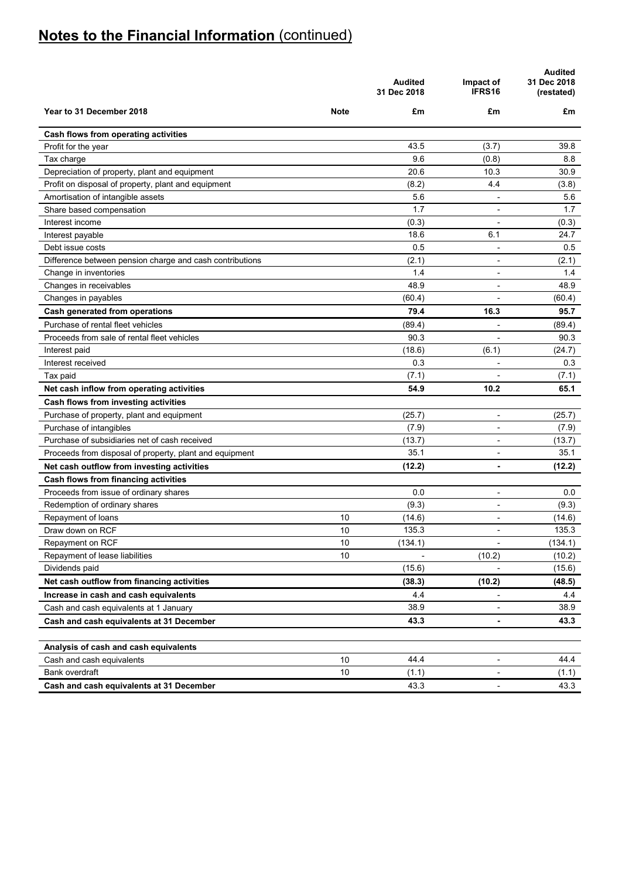# Notes to the Financial Information (continued)

| Year to 31 December 2018 | Note | Audited 31 Dec 2018 £m | Impact of IFRS16 £m | Audited 31 Dec 2018 (restated) £m |
|---|---|---|---|---|
| **Cash flows from operating activities** | | | | |
| Profit for the year | | 43.5 | (3.7) | 39.8 |
| Tax charge | | 9.6 | (0.8) | 8.8 |
| Depreciation of property, plant and equipment | | 20.6 | 10.3 | 30.9 |
| Profit on disposal of property, plant and equipment | | (8.2) | 4.4 | (3.8) |
| Amortisation of intangible assets | | 5.6 | - | 5.6 |
| Share based compensation | | 1.7 | - | 1.7 |
| Interest income | | (0.3) | - | (0.3) |
| Interest payable | | 18.6 | 6.1 | 24.7 |
| Debt issue costs | | 0.5 | - | 0.5 |
| Difference between pension charge and cash contributions | | (2.1) | - | (2.1) |
| Change in inventories | | 1.4 | - | 1.4 |
| Changes in receivables | | 48.9 | - | 48.9 |
| Changes in payables | | (60.4) | - | (60.4) |
| **Cash generated from operations** | | **79.4** | **16.3** | **95.7** |
| Purchase of rental fleet vehicles | | (89.4) | - | (89.4) |
| Proceeds from sale of rental fleet vehicles | | 90.3 | - | 90.3 |
| Interest paid | | (18.6) | (6.1) | (24.7) |
| Interest received | | 0.3 | - | 0.3 |
| Tax paid | | (7.1) | - | (7.1) |
| **Net cash inflow from operating activities** | | **54.9** | **10.2** | **65.1** |
| **Cash flows from investing activities** | | | | |
| Purchase of property, plant and equipment | | (25.7) | - | (25.7) |
| Purchase of intangibles | | (7.9) | - | (7.9) |
| Purchase of subsidiaries net of cash received | | (13.7) | - | (13.7) |
| Proceeds from disposal of property, plant and equipment | | 35.1 | - | 35.1 |
| **Net cash outflow from investing activities** | | **(12.2)** | **-** | **(12.2)** |
| **Cash flows from financing activities** | | | | |
| Proceeds from issue of ordinary shares | | 0.0 | - | 0.0 |
| Redemption of ordinary shares | | (9.3) | - | (9.3) |
| Repayment of loans | 10 | (14.6) | - | (14.6) |
| Draw down on RCF | 10 | 135.3 | - | 135.3 |
| Repayment on RCF | 10 | (134.1) | - | (134.1) |
| Repayment of lease liabilities | 10 | - | (10.2) | (10.2) |
| Dividends paid | | (15.6) | - | (15.6) |
| **Net cash outflow from financing activities** | | **(38.3)** | **(10.2)** | **(48.5)** |
| **Increase in cash and cash equivalents** | | 4.4 | - | 4.4 |
| Cash and cash equivalents at 1 January | | 38.9 | - | 38.9 |
| **Cash and cash equivalents at 31 December** | | **43.3** | **-** | **43.3** |
| | | | | |
| **Analysis of cash and cash equivalents** | | | | |
| Cash and cash equivalents | 10 | 44.4 | - | 44.4 |
| Bank overdraft | 10 | (1.1) | - | (1.1) |
| **Cash and cash equivalents at 31 December** | | 43.3 | - | 43.3 |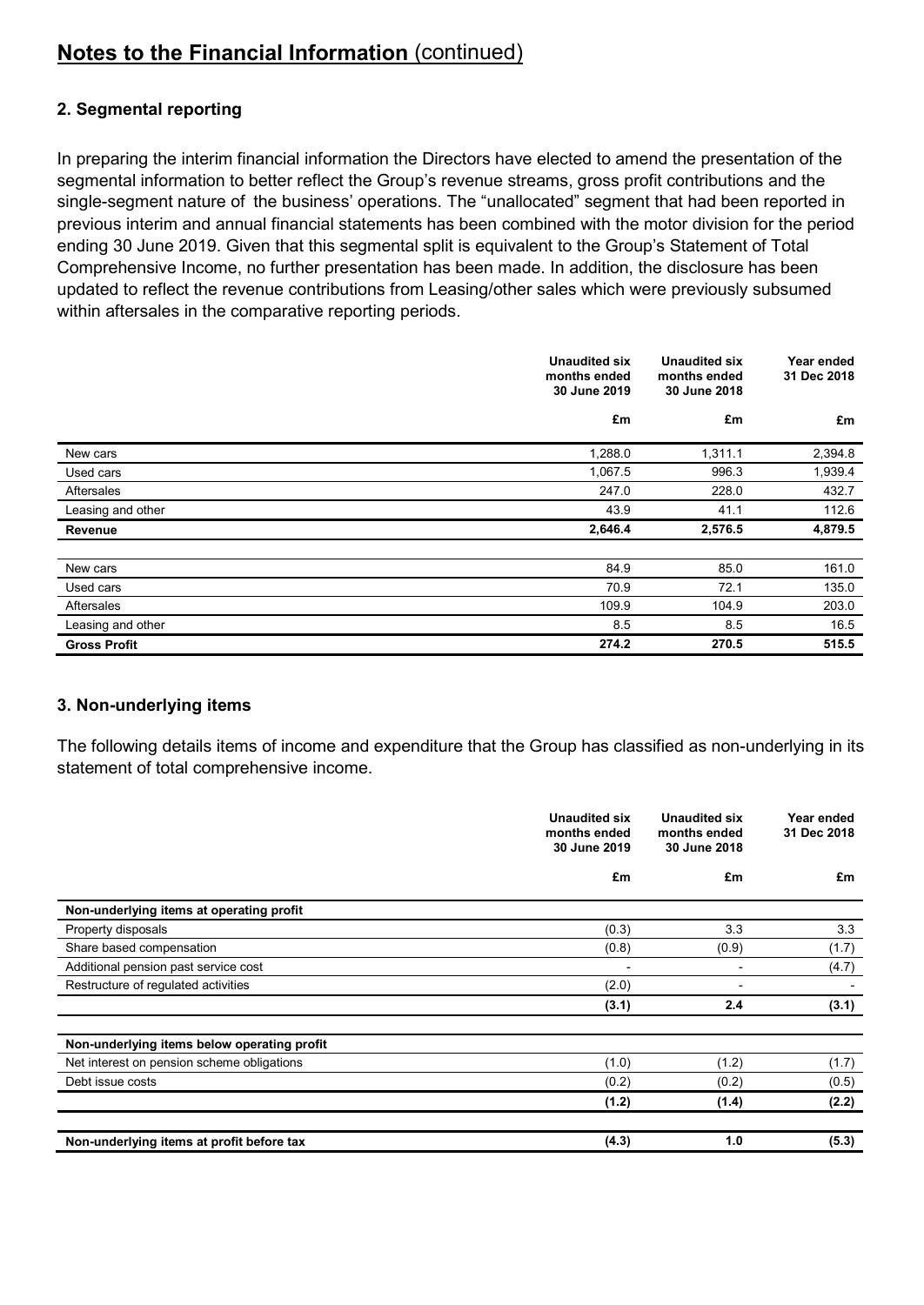# Notes to the Financial Information (continued)

## 2. Segmental reporting

In preparing the interim financial information the Directors have elected to amend the presentation of the segmental information to better reflect the Group's revenue streams, gross profit contributions and the single-segment nature of the business' operations. The "unallocated" segment that had been reported in previous interim and annual financial statements has been combined with the motor division for the period ending 30 June 2019. Given that this segmental split is equivalent to the Group's Statement of Total Comprehensive Income, no further presentation has been made. In addition, the disclosure has been updated to reflect the revenue contributions from Leasing/other sales which were previously subsumed within aftersales in the comparative reporting periods.

| | Unaudited six months ended 30 June 2019 | Unaudited six months ended 30 June 2018 | Year ended 31 Dec 2018 |
|---|---|---|---|
| | £m | £m | £m |
| New cars | 1,288.0 | 1,311.1 | 2,394.8 |
| Used cars | 1,067.5 | 996.3 | 1,939.4 |
| Aftersales | 247.0 | 228.0 | 432.7 |
| Leasing and other | 43.9 | 41.1 | 112.6 |
| **Revenue** | **2,646.4** | **2,576.5** | **4,879.5** |
| | | | |
| New cars | 84.9 | 85.0 | 161.0 |
| Used cars | 70.9 | 72.1 | 135.0 |
| Aftersales | 109.9 | 104.9 | 203.0 |
| Leasing and other | 8.5 | 8.5 | 16.5 |
| **Gross Profit** | **274.2** | **270.5** | **515.5** |

## 3. Non-underlying items

The following details items of income and expenditure that the Group has classified as non-underlying in its statement of total comprehensive income.

| | Unaudited six months ended 30 June 2019 | Unaudited six months ended 30 June 2018 | Year ended 31 Dec 2018 |
|---|---|---|---|
| | £m | £m | £m |
| **Non-underlying items at operating profit** | | | |
| Property disposals | (0.3) | 3.3 | 3.3 |
| Share based compensation | (0.8) | (0.9) | (1.7) |
| Additional pension past service cost | - | - | (4.7) |
| Restructure of regulated activities | (2.0) | - | - |
| | **(3.1)** | **2.4** | **(3.1)** |
| | | | |
| **Non-underlying items below operating profit** | | | |
| Net interest on pension scheme obligations | (1.0) | (1.2) | (1.7) |
| Debt issue costs | (0.2) | (0.2) | (0.5) |
| | **(1.2)** | **(1.4)** | **(2.2)** |
| | | | |
| **Non-underlying items at profit before tax** | **(4.3)** | **1.0** | **(5.3)** |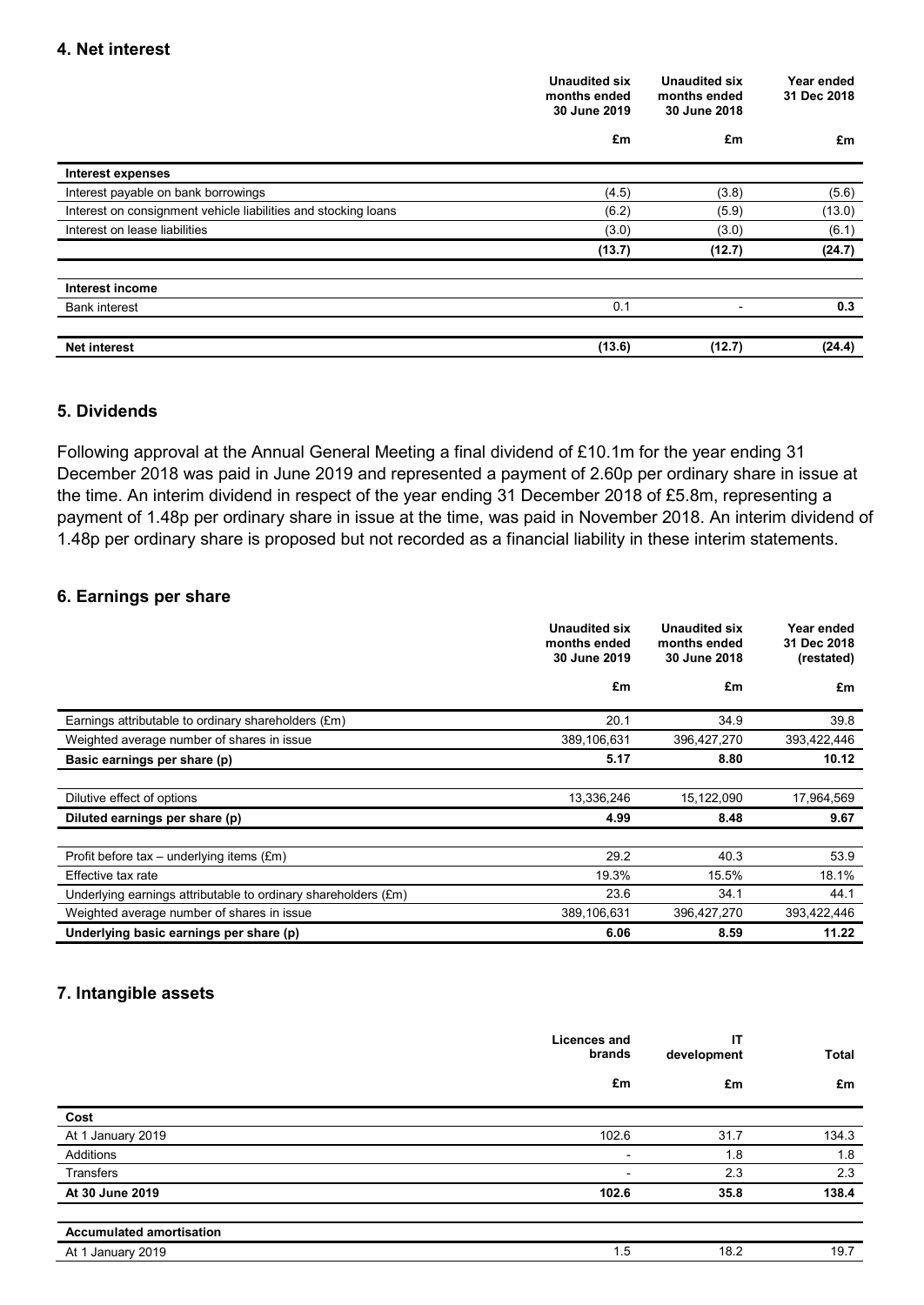## 4. Net interest

| | Unaudited six months ended 30 June 2019 | Unaudited six months ended 30 June 2018 | Year ended 31 Dec 2018 |
|---|---|---|---|
| | £m | £m | £m |
| **Interest expenses** | | | |
| Interest payable on bank borrowings | (4.5) | (3.8) | (5.6) |
| Interest on consignment vehicle liabilities and stocking loans | (6.2) | (5.9) | (13.0) |
| Interest on lease liabilities | (3.0) | (3.0) | (6.1) |
| | **(13.7)** | **(12.7)** | **(24.7)** |
| **Interest income** | | | |
| Bank interest | 0.1 | - | **0.3** |
| **Net interest** | **(13.6)** | **(12.7)** | **(24.4)** |

## 5. Dividends

Following approval at the Annual General Meeting a final dividend of £10.1m for the year ending 31 December 2018 was paid in June 2019 and represented a payment of 2.60p per ordinary share in issue at the time. An interim dividend in respect of the year ending 31 December 2018 of £5.8m, representing a payment of 1.48p per ordinary share in issue at the time, was paid in November 2018. An interim dividend of 1.48p per ordinary share is proposed but not recorded as a financial liability in these interim statements.

## 6. Earnings per share

| | Unaudited six months ended 30 June 2019 | Unaudited six months ended 30 June 2018 | Year ended 31 Dec 2018 (restated) |
|---|---|---|---|
| | £m | £m | £m |
| Earnings attributable to ordinary shareholders (£m) | 20.1 | 34.9 | 39.8 |
| Weighted average number of shares in issue | 389,106,631 | 396,427,270 | 393,422,446 |
| **Basic earnings per share (p)** | **5.17** | **8.80** | **10.12** |
| Dilutive effect of options | 13,336,246 | 15,122,090 | 17,964,569 |
| **Diluted earnings per share (p)** | **4.99** | **8.48** | **9.67** |
| Profit before tax – underlying items (£m) | 29.2 | 40.3 | 53.9 |
| Effective tax rate | 19.3% | 15.5% | 18.1% |
| Underlying earnings attributable to ordinary shareholders (£m) | 23.6 | 34.1 | 44.1 |
| Weighted average number of shares in issue | 389,106,631 | 396,427,270 | 393,422,446 |
| **Underlying basic earnings per share (p)** | **6.06** | **8.59** | **11.22** |

## 7. Intangible assets

| | Licences and brands | IT development | Total |
|---|---|---|---|
| | £m | £m | £m |
| **Cost** | | | |
| At 1 January 2019 | 102.6 | 31.7 | 134.3 |
| Additions | - | 1.8 | 1.8 |
| Transfers | - | 2.3 | 2.3 |
| **At 30 June 2019** | **102.6** | **35.8** | **138.4** |
| **Accumulated amortisation** | | | |
| At 1 January 2019 | 1.5 | 18.2 | 19.7 |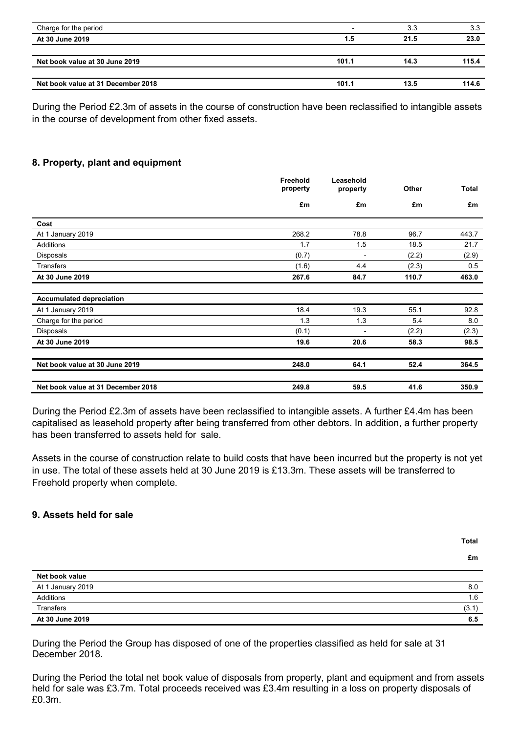| | | | |
|---|---|---|---|
| Charge for the period | - | 3.3 | 3.3 |
| **At 30 June 2019** | **1.5** | **21.5** | **23.0** |
| | | | |
| **Net book value at 30 June 2019** | **101.1** | **14.3** | **115.4** |
| | | | |
| **Net book value at 31 December 2018** | **101.1** | **13.5** | **114.6** |

During the Period £2.3m of assets in the course of construction have been reclassified to intangible assets in the course of development from other fixed assets.

## 8. Property, plant and equipment

| | Freehold property | Leasehold property | Other | Total |
|---|---|---|---|---|
| | £m | £m | £m | £m |
| **Cost** | | | | |
| At 1 January 2019 | 268.2 | 78.8 | 96.7 | 443.7 |
| Additions | 1.7 | 1.5 | 18.5 | 21.7 |
| Disposals | (0.7) | - | (2.2) | (2.9) |
| Transfers | (1.6) | 4.4 | (2.3) | 0.5 |
| **At 30 June 2019** | **267.6** | **84.7** | **110.7** | **463.0** |
| | | | | |
| **Accumulated depreciation** | | | | |
| At 1 January 2019 | 18.4 | 19.3 | 55.1 | 92.8 |
| Charge for the period | 1.3 | 1.3 | 5.4 | 8.0 |
| Disposals | (0.1) | - | (2.2) | (2.3) |
| **At 30 June 2019** | **19.6** | **20.6** | **58.3** | **98.5** |
| | | | | |
| **Net book value at 30 June 2019** | **248.0** | **64.1** | **52.4** | **364.5** |
| | | | | |
| **Net book value at 31 December 2018** | **249.8** | **59.5** | **41.6** | **350.9** |

During the Period £2.3m of assets have been reclassified to intangible assets. A further £4.4m has been capitalised as leasehold property after being transferred from other debtors. In addition, a further property has been transferred to assets held for sale.

Assets in the course of construction relate to build costs that have been incurred but the property is not yet in use. The total of these assets held at 30 June 2019 is £13.3m. These assets will be transferred to Freehold property when complete.

## 9. Assets held for sale

| | Total |
|---|---|
| | £m |
| **Net book value** | |
| At 1 January 2019 | 8.0 |
| Additions | 1.6 |
| Transfers | (3.1) |
| **At 30 June 2019** | **6.5** |

During the Period the Group has disposed of one of the properties classified as held for sale at 31 December 2018.

During the Period the total net book value of disposals from property, plant and equipment and from assets held for sale was £3.7m. Total proceeds received was £3.4m resulting in a loss on property disposals of £0.3m.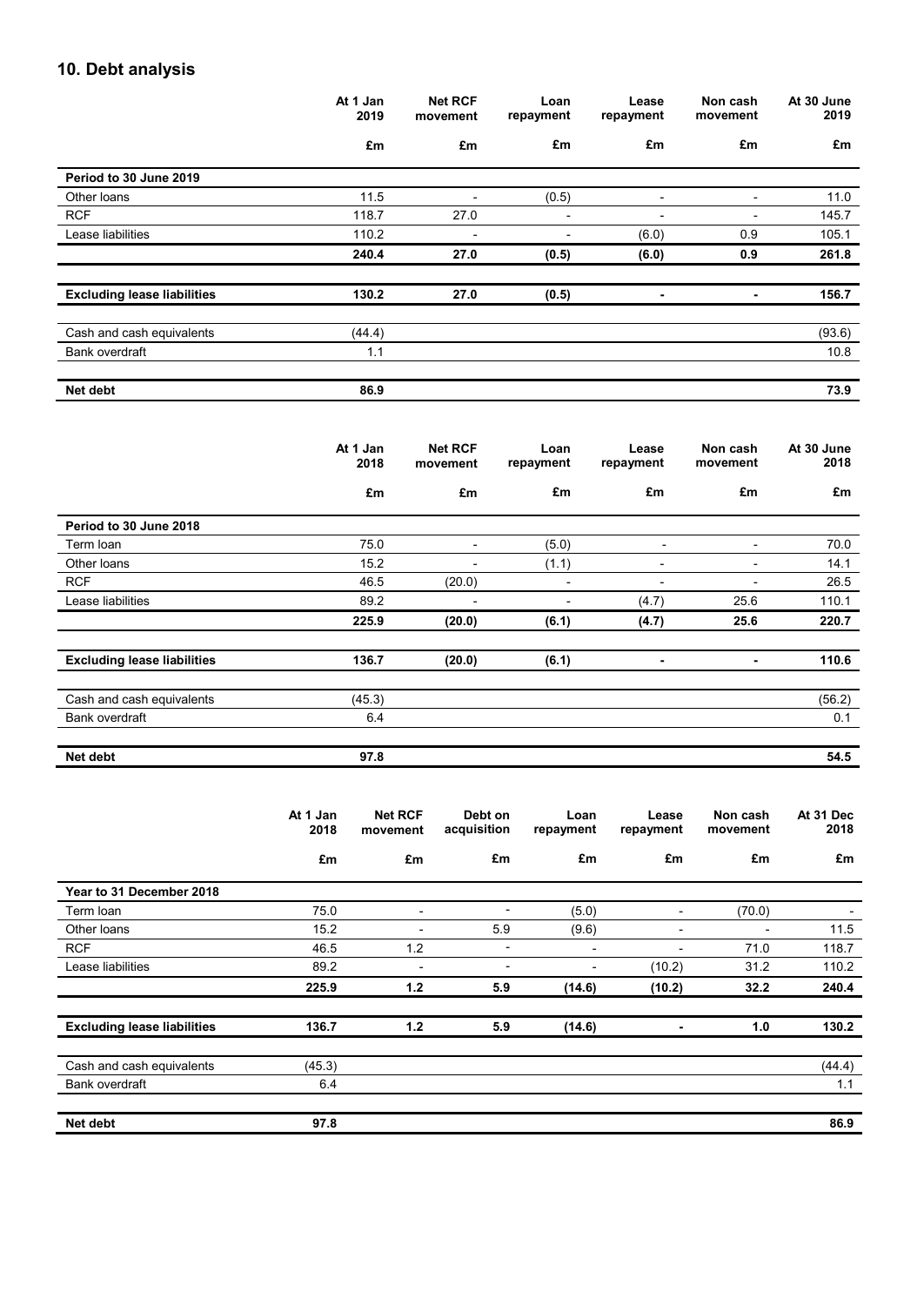## 10. Debt analysis

| | At 1 Jan 2019 | Net RCF movement | Loan repayment | Lease repayment | Non cash movement | At 30 June 2019 |
|---|---|---|---|---|---|---|
| | £m | £m | £m | £m | £m | £m |
| **Period to 30 June 2019** | | | | | | |
| Other loans | 11.5 | - | (0.5) | - | - | 11.0 |
| RCF | 118.7 | 27.0 | - | - | - | 145.7 |
| Lease liabilities | 110.2 | - | - | (6.0) | 0.9 | 105.1 |
| | **240.4** | **27.0** | **(0.5)** | **(6.0)** | **0.9** | **261.8** |
| **Excluding lease liabilities** | **130.2** | **27.0** | **(0.5)** | **-** | **-** | **156.7** |
| Cash and cash equivalents | (44.4) | | | | | (93.6) |
| Bank overdraft | 1.1 | | | | | 10.8 |
| **Net debt** | **86.9** | | | | | **73.9** |

| | At 1 Jan 2018 | Net RCF movement | Loan repayment | Lease repayment | Non cash movement | At 30 June 2018 |
|---|---|---|---|---|---|---|
| | £m | £m | £m | £m | £m | £m |
| **Period to 30 June 2018** | | | | | | |
| Term loan | 75.0 | - | (5.0) | - | - | 70.0 |
| Other loans | 15.2 | - | (1.1) | - | - | 14.1 |
| RCF | 46.5 | (20.0) | - | - | - | 26.5 |
| Lease liabilities | 89.2 | - | - | (4.7) | 25.6 | 110.1 |
| | **225.9** | **(20.0)** | **(6.1)** | **(4.7)** | **25.6** | **220.7** |
| **Excluding lease liabilities** | **136.7** | **(20.0)** | **(6.1)** | **-** | **-** | **110.6** |
| Cash and cash equivalents | (45.3) | | | | | (56.2) |
| Bank overdraft | 6.4 | | | | | 0.1 |
| **Net debt** | **97.8** | | | | | **54.5** |

| | At 1 Jan 2018 | Net RCF movement | Debt on acquisition | Loan repayment | Lease repayment | Non cash movement | At 31 Dec 2018 |
|---|---|---|---|---|---|---|---|
| | £m | £m | £m | £m | £m | £m | £m |
| **Year to 31 December 2018** | | | | | | | |
| Term loan | 75.0 | - | - | (5.0) | - | (70.0) | - |
| Other loans | 15.2 | - | 5.9 | (9.6) | - | - | 11.5 |
| RCF | 46.5 | 1.2 | - | - | - | 71.0 | 118.7 |
| Lease liabilities | 89.2 | - | - | - | (10.2) | 31.2 | 110.2 |
| | **225.9** | **1.2** | **5.9** | **(14.6)** | **(10.2)** | **32.2** | **240.4** |
| **Excluding lease liabilities** | **136.7** | **1.2** | **5.9** | **(14.6)** | **-** | **1.0** | **130.2** |
| Cash and cash equivalents | (45.3) | | | | | | (44.4) |
| Bank overdraft | 6.4 | | | | | | 1.1 |
| **Net debt** | **97.8** | | | | | | **86.9** |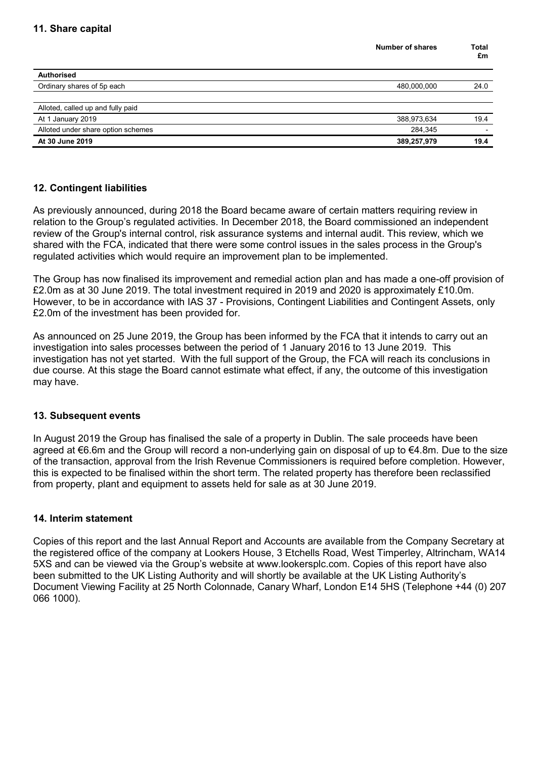## 11. Share capital

| | Number of shares | Total £m |
|---|---|---|
| **Authorised** | | |
| Ordinary shares of 5p each | 480,000,000 | 24.0 |
| | | |
| Alloted, called up and fully paid | | |
| At 1 January 2019 | 388,973,634 | 19.4 |
| Alloted under share option schemes | 284,345 | - |
| **At 30 June 2019** | **389,257,979** | **19.4** |

## 12. Contingent liabilities

As previously announced, during 2018 the Board became aware of certain matters requiring review in relation to the Group's regulated activities. In December 2018, the Board commissioned an independent review of the Group's internal control, risk assurance systems and internal audit. This review, which we shared with the FCA, indicated that there were some control issues in the sales process in the Group's regulated activities which would require an improvement plan to be implemented.

The Group has now finalised its improvement and remedial action plan and has made a one-off provision of £2.0m as at 30 June 2019. The total investment required in 2019 and 2020 is approximately £10.0m. However, to be in accordance with IAS 37 - Provisions, Contingent Liabilities and Contingent Assets, only £2.0m of the investment has been provided for.

As announced on 25 June 2019, the Group has been informed by the FCA that it intends to carry out an investigation into sales processes between the period of 1 January 2016 to 13 June 2019. This investigation has not yet started. With the full support of the Group, the FCA will reach its conclusions in due course. At this stage the Board cannot estimate what effect, if any, the outcome of this investigation may have.

## 13. Subsequent events

In August 2019 the Group has finalised the sale of a property in Dublin. The sale proceeds have been agreed at €6.6m and the Group will record a non-underlying gain on disposal of up to €4.8m. Due to the size of the transaction, approval from the Irish Revenue Commissioners is required before completion. However, this is expected to be finalised within the short term. The related property has therefore been reclassified from property, plant and equipment to assets held for sale as at 30 June 2019.

## 14. Interim statement

Copies of this report and the last Annual Report and Accounts are available from the Company Secretary at the registered office of the company at Lookers House, 3 Etchells Road, West Timperley, Altrincham, WA14 5XS and can be viewed via the Group's website at www.lookersplc.com. Copies of this report have also been submitted to the UK Listing Authority and will shortly be available at the UK Listing Authority's Document Viewing Facility at 25 North Colonnade, Canary Wharf, London E14 5HS (Telephone +44 (0) 207 066 1000).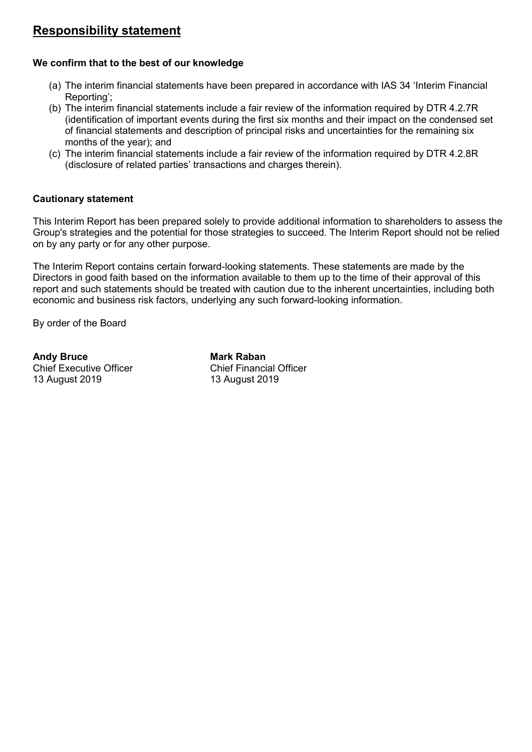## Responsibility statement

**We confirm that to the best of our knowledge**

(a) The interim financial statements have been prepared in accordance with IAS 34 'Interim Financial Reporting';
(b) The interim financial statements include a fair review of the information required by DTR 4.2.7R (identification of important events during the first six months and their impact on the condensed set of financial statements and description of principal risks and uncertainties for the remaining six months of the year); and
(c) The interim financial statements include a fair review of the information required by DTR 4.2.8R (disclosure of related parties' transactions and charges therein).

**Cautionary statement**

This Interim Report has been prepared solely to provide additional information to shareholders to assess the Group's strategies and the potential for those strategies to succeed. The Interim Report should not be relied on by any party or for any other purpose.

The Interim Report contains certain forward-looking statements. These statements are made by the Directors in good faith based on the information available to them up to the time of their approval of this report and such statements should be treated with caution due to the inherent uncertainties, including both economic and business risk factors, underlying any such forward-looking information.

By order of the Board

**Andy Bruce**
Chief Executive Officer
13 August 2019

**Mark Raban**
Chief Financial Officer
13 August 2019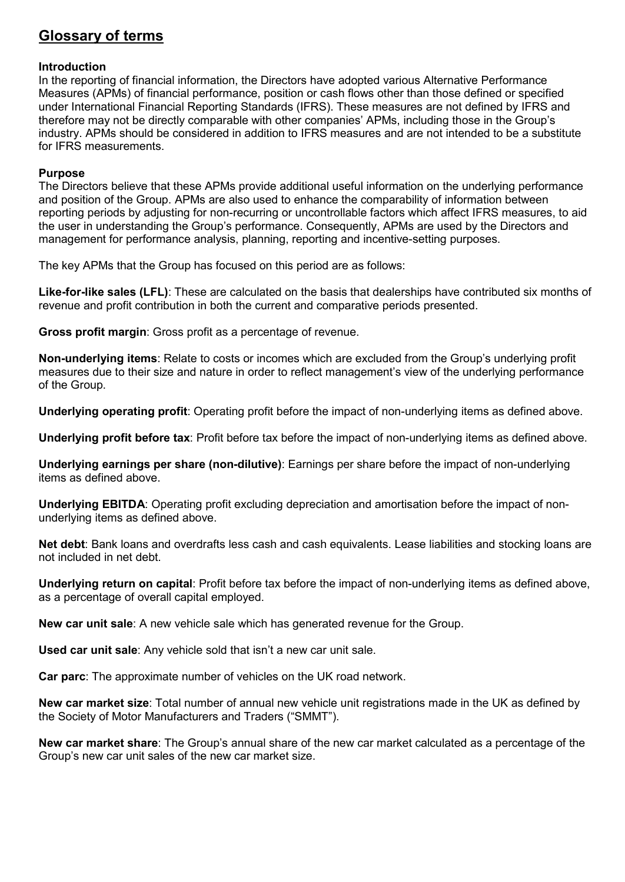## Glossary of terms

**Introduction**
In the reporting of financial information, the Directors have adopted various Alternative Performance Measures (APMs) of financial performance, position or cash flows other than those defined or specified under International Financial Reporting Standards (IFRS). These measures are not defined by IFRS and therefore may not be directly comparable with other companies' APMs, including those in the Group's industry. APMs should be considered in addition to IFRS measures and are not intended to be a substitute for IFRS measurements.

**Purpose**
The Directors believe that these APMs provide additional useful information on the underlying performance and position of the Group. APMs are also used to enhance the comparability of information between reporting periods by adjusting for non-recurring or uncontrollable factors which affect IFRS measures, to aid the user in understanding the Group's performance. Consequently, APMs are used by the Directors and management for performance analysis, planning, reporting and incentive-setting purposes.

The key APMs that the Group has focused on this period are as follows:

**Like-for-like sales (LFL)**: These are calculated on the basis that dealerships have contributed six months of revenue and profit contribution in both the current and comparative periods presented.

**Gross profit margin**: Gross profit as a percentage of revenue.

**Non-underlying items**: Relate to costs or incomes which are excluded from the Group's underlying profit measures due to their size and nature in order to reflect management's view of the underlying performance of the Group.

**Underlying operating profit**: Operating profit before the impact of non-underlying items as defined above.

**Underlying profit before tax**: Profit before tax before the impact of non-underlying items as defined above.

**Underlying earnings per share (non-dilutive)**: Earnings per share before the impact of non-underlying items as defined above.

**Underlying EBITDA**: Operating profit excluding depreciation and amortisation before the impact of non-underlying items as defined above.

**Net debt**: Bank loans and overdrafts less cash and cash equivalents. Lease liabilities and stocking loans are not included in net debt.

**Underlying return on capital**: Profit before tax before the impact of non-underlying items as defined above, as a percentage of overall capital employed.

**New car unit sale**: A new vehicle sale which has generated revenue for the Group.

**Used car unit sale**: Any vehicle sold that isn't a new car unit sale.

**Car parc**: The approximate number of vehicles on the UK road network.

**New car market size**: Total number of annual new vehicle unit registrations made in the UK as defined by the Society of Motor Manufacturers and Traders ("SMMT").

**New car market share**: The Group's annual share of the new car market calculated as a percentage of the Group's new car unit sales of the new car market size.